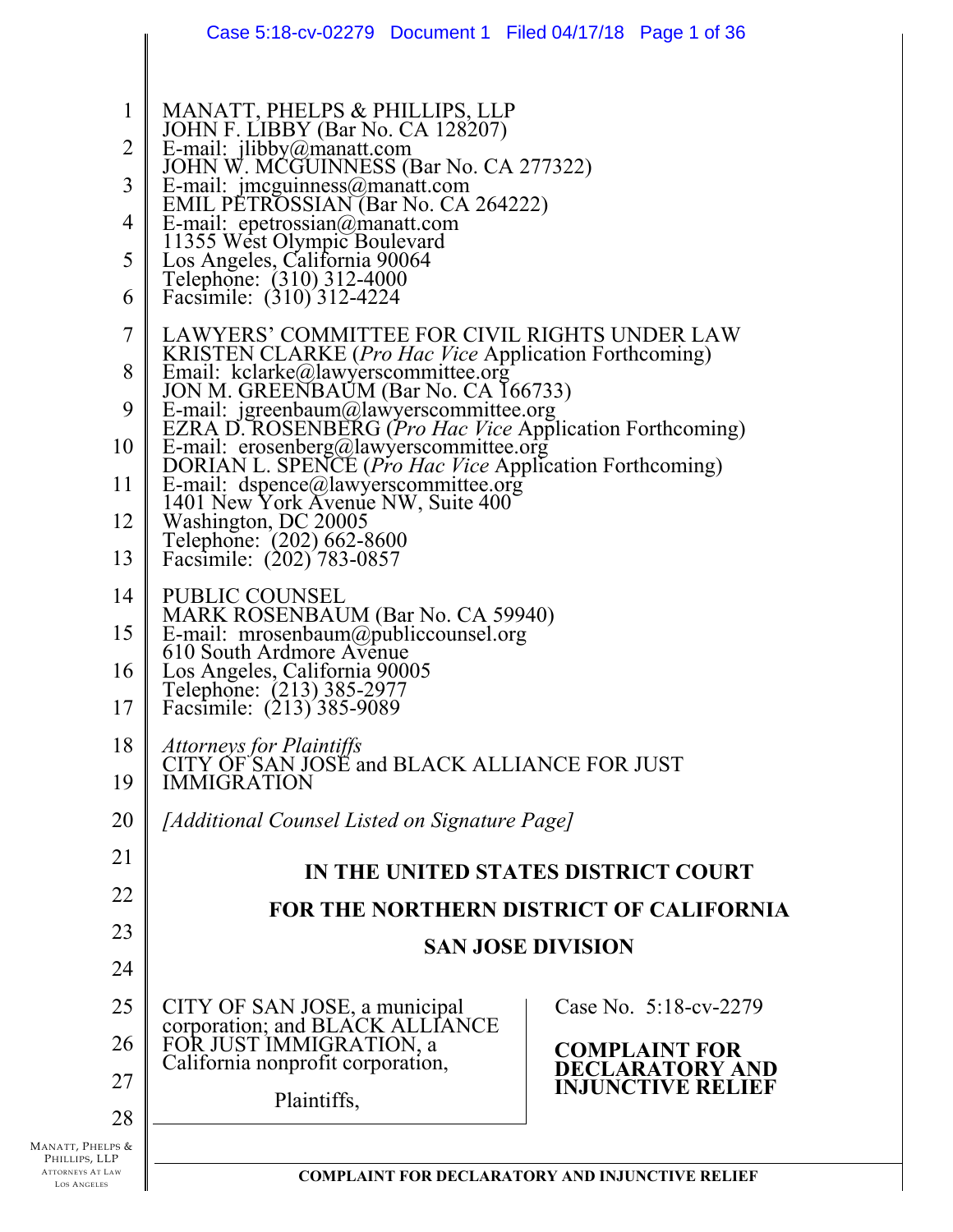MANATT, PHELPS & PHILLIPS, LLP
JOHN F. LIBBY (Bar No. CA 128207)
E-mail: jlibby@manatt.com
JOHN W. MCGUINNESS (Bar No. CA 277322)
E-mail: jmcguinness@manatt.com
EMIL PETROSSIAN (Bar No. CA 264222)
E-mail: epetrossian@manatt.com
11355 West Olympic Boulevard
Los Angeles, California 90064
Telephone: (310) 312-4000
Facsimile: (310) 312-4224

LAWYERS' COMMITTEE FOR CIVIL RIGHTS UNDER LAW
KRISTEN CLARKE (*Pro Hac Vice* Application Forthcoming)
Email: kclarke@lawyerscommittee.org
JON M. GREENBAUM (Bar No. CA 166733)
E-mail: jgreenbaum@lawyerscommittee.org
EZRA D. ROSENBERG (*Pro Hac Vice* Application Forthcoming)
E-mail: erosenberg@lawyerscommittee.org
DORIAN L. SPENCE (*Pro Hac Vice* Application Forthcoming)
E-mail: dspence@lawyerscommittee.org
1401 New York Avenue NW, Suite 400
Washington, DC 20005
Telephone: (202) 662-8600
Facsimile: (202) 783-0857

PUBLIC COUNSEL
MARK ROSENBAUM (Bar No. CA 59940)
E-mail: mrosenbaum@publiccounsel.org
610 South Ardmore Avenue
Los Angeles, California 90005
Telephone: (213) 385-2977
Facsimile: (213) 385-9089

*Attorneys for Plaintiffs*
CITY OF SAN JOSE and BLACK ALLIANCE FOR JUST IMMIGRATION

*[Additional Counsel Listed on Signature Page]*

**IN THE UNITED STATES DISTRICT COURT**

**FOR THE NORTHERN DISTRICT OF CALIFORNIA**

**SAN JOSE DIVISION**

CITY OF SAN JOSE, a municipal corporation; and BLACK ALLIANCE FOR JUST IMMIGRATION, a California nonprofit corporation,

Plaintiffs,

Case No. 5:18-cv-2279

**COMPLAINT FOR DECLARATORY AND INJUNCTIVE RELIEF**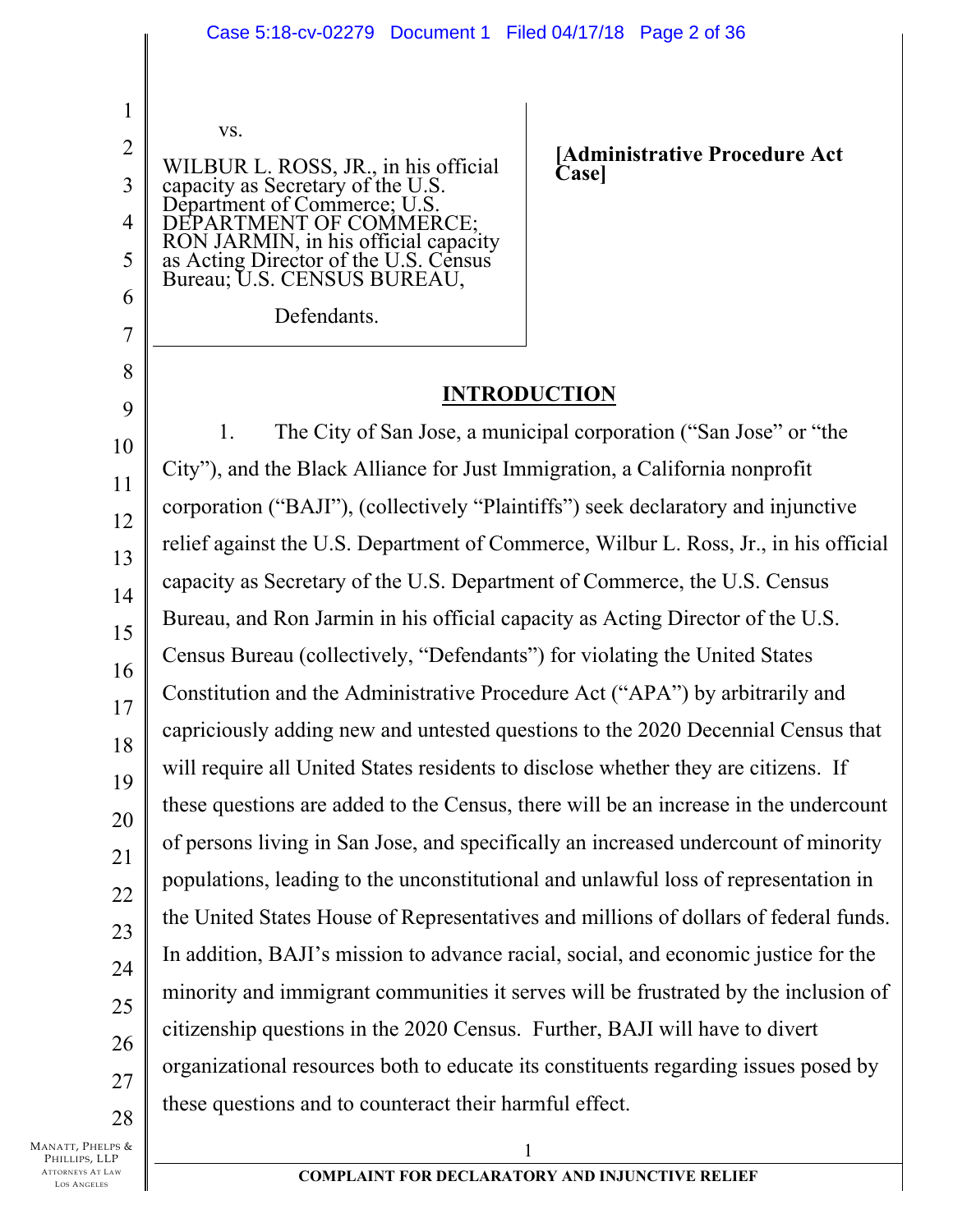vs.

WILBUR L. ROSS, JR., in his official capacity as Secretary of the U.S. Department of Commerce; U.S. DEPARTMENT OF COMMERCE; RON JARMIN, in his official capacity as Acting Director of the U.S. Census Bureau; U.S. CENSUS BUREAU,

Defendants.

**[Administrative Procedure Act Case]**

## INTRODUCTION

1. The City of San Jose, a municipal corporation ("San Jose" or "the City"), and the Black Alliance for Just Immigration, a California nonprofit corporation ("BAJI"), (collectively "Plaintiffs") seek declaratory and injunctive relief against the U.S. Department of Commerce, Wilbur L. Ross, Jr., in his official capacity as Secretary of the U.S. Department of Commerce, the U.S. Census Bureau, and Ron Jarmin in his official capacity as Acting Director of the U.S. Census Bureau (collectively, "Defendants") for violating the United States Constitution and the Administrative Procedure Act ("APA") by arbitrarily and capriciously adding new and untested questions to the 2020 Decennial Census that will require all United States residents to disclose whether they are citizens. If these questions are added to the Census, there will be an increase in the undercount of persons living in San Jose, and specifically an increased undercount of minority populations, leading to the unconstitutional and unlawful loss of representation in the United States House of Representatives and millions of dollars of federal funds. In addition, BAJI's mission to advance racial, social, and economic justice for the minority and immigrant communities it serves will be frustrated by the inclusion of citizenship questions in the 2020 Census. Further, BAJI will have to divert organizational resources both to educate its constituents regarding issues posed by these questions and to counteract their harmful effect.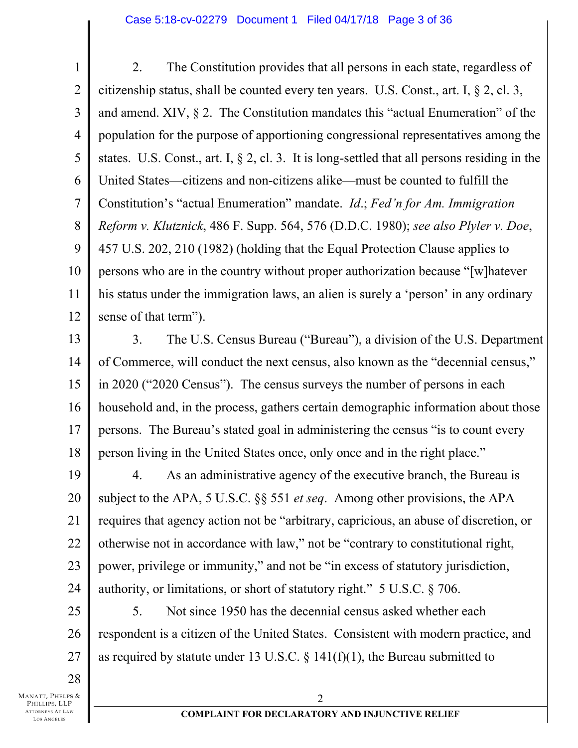2. The Constitution provides that all persons in each state, regardless of citizenship status, shall be counted every ten years. U.S. Const., art. I, § 2, cl. 3, and amend. XIV, § 2. The Constitution mandates this "actual Enumeration" of the population for the purpose of apportioning congressional representatives among the states. U.S. Const., art. I, § 2, cl. 3. It is long-settled that all persons residing in the United States—citizens and non-citizens alike—must be counted to fulfill the Constitution's "actual Enumeration" mandate. *Id*.; *Fed'n for Am. Immigration Reform v. Klutznick*, 486 F. Supp. 564, 576 (D.D.C. 1980); *see also Plyler v. Doe*, 457 U.S. 202, 210 (1982) (holding that the Equal Protection Clause applies to persons who are in the country without proper authorization because "[w]hatever his status under the immigration laws, an alien is surely a 'person' in any ordinary sense of that term").

3. The U.S. Census Bureau ("Bureau"), a division of the U.S. Department of Commerce, will conduct the next census, also known as the "decennial census," in 2020 ("2020 Census"). The census surveys the number of persons in each household and, in the process, gathers certain demographic information about those persons. The Bureau's stated goal in administering the census "is to count every person living in the United States once, only once and in the right place."

4. As an administrative agency of the executive branch, the Bureau is subject to the APA, 5 U.S.C. §§ 551 *et seq*. Among other provisions, the APA requires that agency action not be "arbitrary, capricious, an abuse of discretion, or otherwise not in accordance with law," not be "contrary to constitutional right, power, privilege or immunity," and not be "in excess of statutory jurisdiction, authority, or limitations, or short of statutory right." 5 U.S.C. § 706.

5. Not since 1950 has the decennial census asked whether each respondent is a citizen of the United States. Consistent with modern practice, and as required by statute under 13 U.S.C. § 141(f)(1), the Bureau submitted to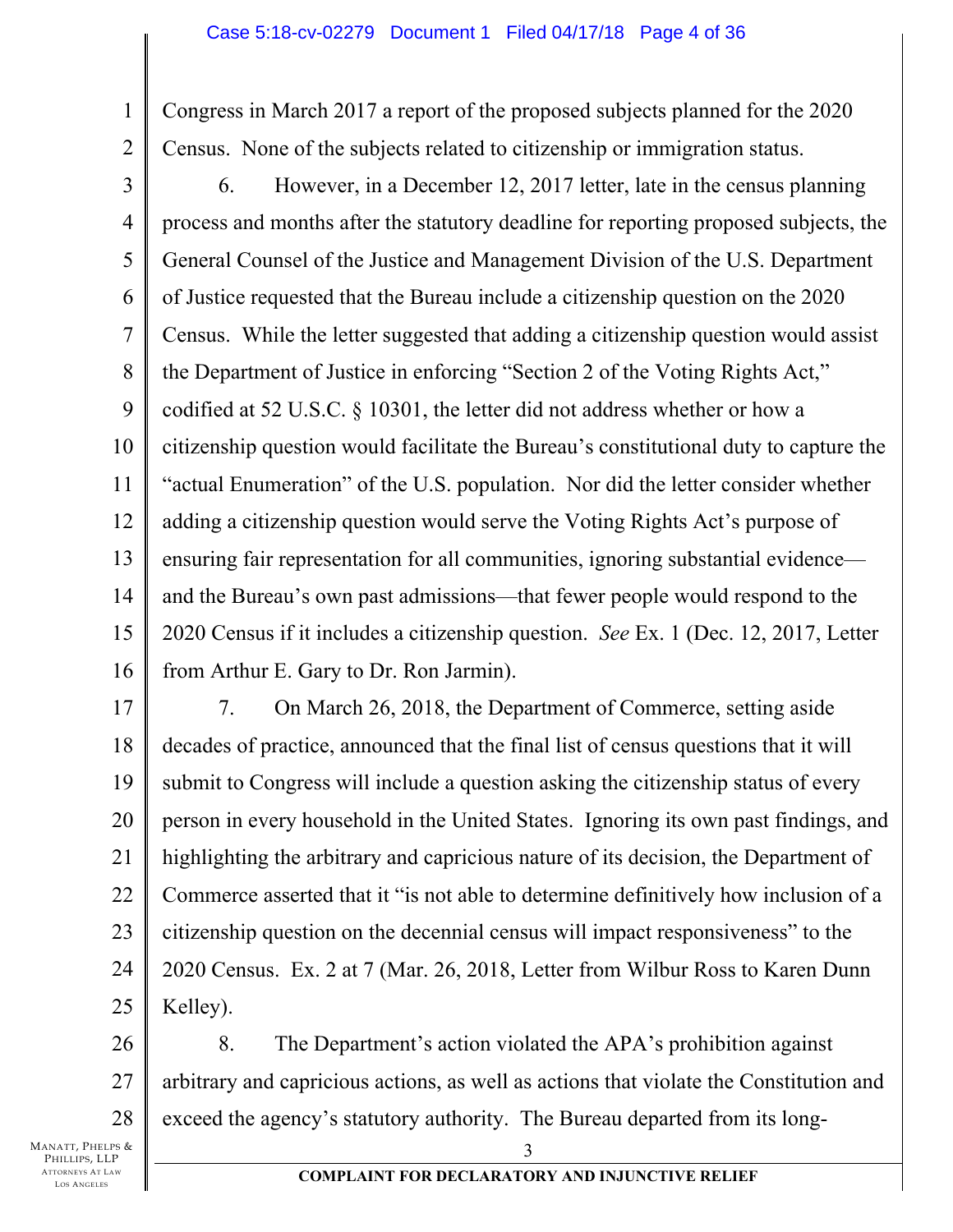Congress in March 2017 a report of the proposed subjects planned for the 2020 Census. None of the subjects related to citizenship or immigration status.

6. However, in a December 12, 2017 letter, late in the census planning process and months after the statutory deadline for reporting proposed subjects, the General Counsel of the Justice and Management Division of the U.S. Department of Justice requested that the Bureau include a citizenship question on the 2020 Census. While the letter suggested that adding a citizenship question would assist the Department of Justice in enforcing "Section 2 of the Voting Rights Act," codified at 52 U.S.C. § 10301, the letter did not address whether or how a citizenship question would facilitate the Bureau's constitutional duty to capture the "actual Enumeration" of the U.S. population. Nor did the letter consider whether adding a citizenship question would serve the Voting Rights Act's purpose of ensuring fair representation for all communities, ignoring substantial evidence—and the Bureau's own past admissions—that fewer people would respond to the 2020 Census if it includes a citizenship question. *See* Ex. 1 (Dec. 12, 2017, Letter from Arthur E. Gary to Dr. Ron Jarmin).

7. On March 26, 2018, the Department of Commerce, setting aside decades of practice, announced that the final list of census questions that it will submit to Congress will include a question asking the citizenship status of every person in every household in the United States. Ignoring its own past findings, and highlighting the arbitrary and capricious nature of its decision, the Department of Commerce asserted that it "is not able to determine definitively how inclusion of a citizenship question on the decennial census will impact responsiveness" to the 2020 Census. Ex. 2 at 7 (Mar. 26, 2018, Letter from Wilbur Ross to Karen Dunn Kelley).

8. The Department's action violated the APA's prohibition against arbitrary and capricious actions, as well as actions that violate the Constitution and exceed the agency's statutory authority. The Bureau departed from its long-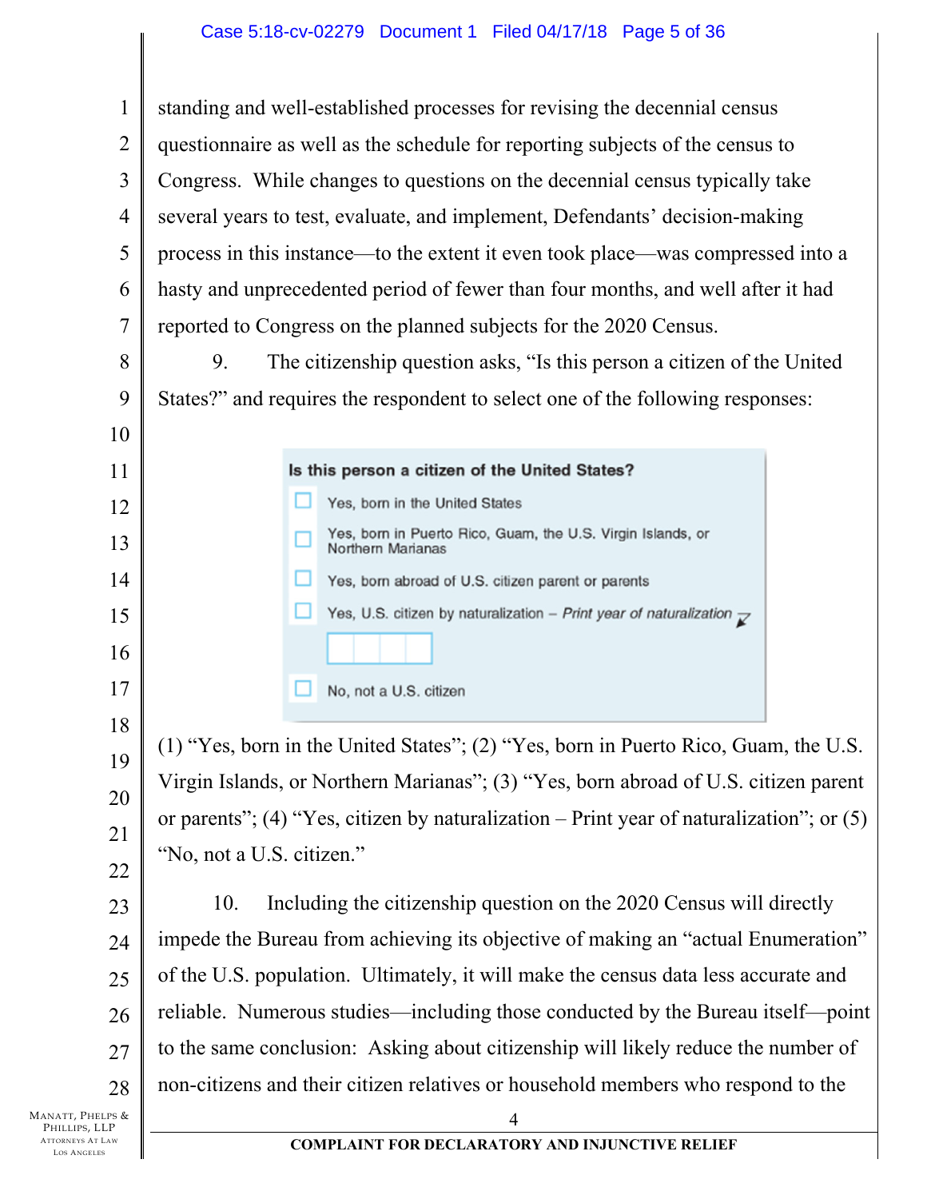standing and well-established processes for revising the decennial census questionnaire as well as the schedule for reporting subjects of the census to Congress. While changes to questions on the decennial census typically take several years to test, evaluate, and implement, Defendants' decision-making process in this instance—to the extent it even took place—was compressed into a hasty and unprecedented period of fewer than four months, and well after it had reported to Congress on the planned subjects for the 2020 Census.

9. The citizenship question asks, "Is this person a citizen of the United States?" and requires the respondent to select one of the following responses:

**Is this person a citizen of the United States?**

- ☐ Yes, born in the United States
- ☐ Yes, born in Puerto Rico, Guam, the U.S. Virgin Islands, or Northern Marianas
- ☐ Yes, born abroad of U.S. citizen parent or parents
- ☐ Yes, U.S. citizen by naturalization – *Print year of naturalization*
- ☐ No, not a U.S. citizen

(1) "Yes, born in the United States"; (2) "Yes, born in Puerto Rico, Guam, the U.S. Virgin Islands, or Northern Marianas"; (3) "Yes, born abroad of U.S. citizen parent or parents"; (4) "Yes, citizen by naturalization – Print year of naturalization"; or (5) "No, not a U.S. citizen."

10. Including the citizenship question on the 2020 Census will directly impede the Bureau from achieving its objective of making an "actual Enumeration" of the U.S. population. Ultimately, it will make the census data less accurate and reliable. Numerous studies—including those conducted by the Bureau itself—point to the same conclusion: Asking about citizenship will likely reduce the number of non-citizens and their citizen relatives or household members who respond to the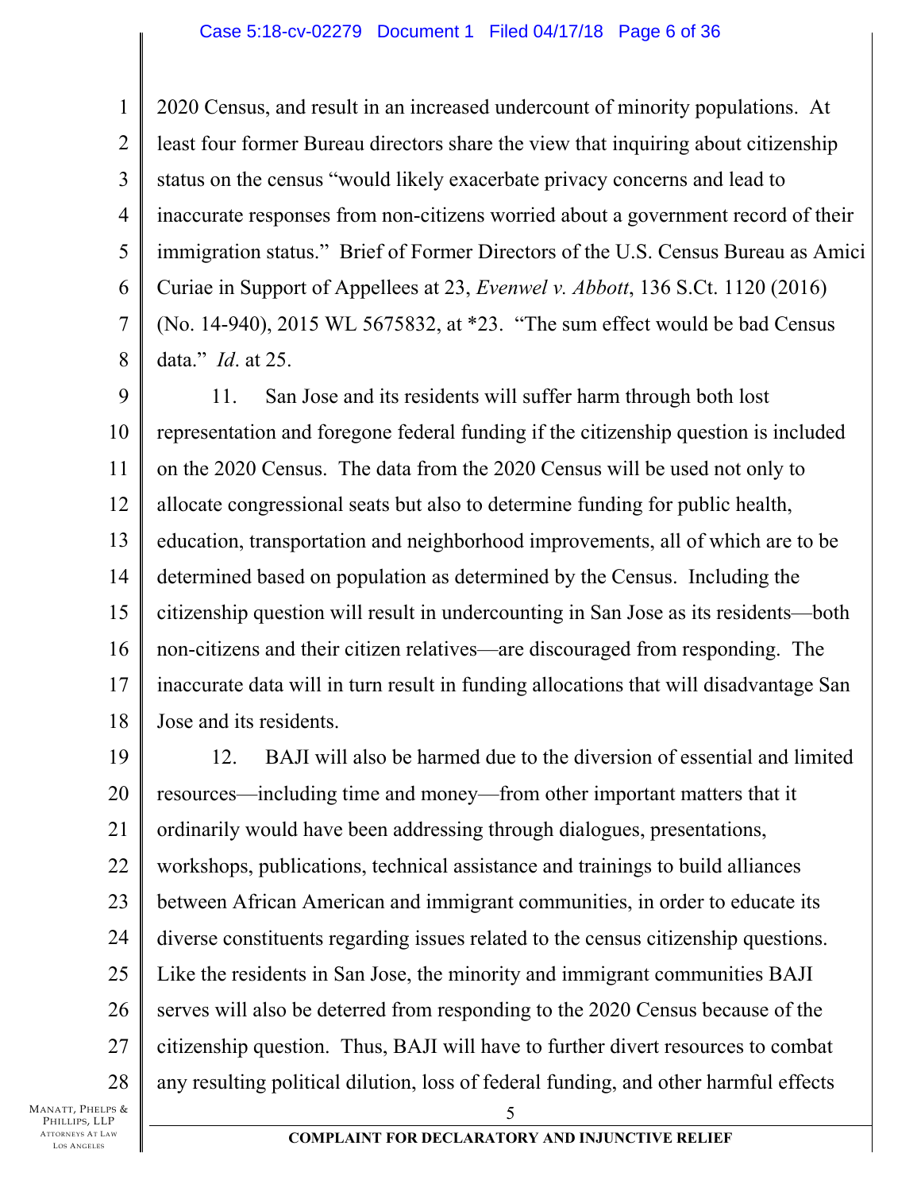2020 Census, and result in an increased undercount of minority populations. At least four former Bureau directors share the view that inquiring about citizenship status on the census "would likely exacerbate privacy concerns and lead to inaccurate responses from non-citizens worried about a government record of their immigration status." Brief of Former Directors of the U.S. Census Bureau as Amici Curiae in Support of Appellees at 23, *Evenwel v. Abbott*, 136 S.Ct. 1120 (2016) (No. 14-940), 2015 WL 5675832, at *23. "The sum effect would be bad Census data." *Id*. at 25.

11. San Jose and its residents will suffer harm through both lost representation and foregone federal funding if the citizenship question is included on the 2020 Census. The data from the 2020 Census will be used not only to allocate congressional seats but also to determine funding for public health, education, transportation and neighborhood improvements, all of which are to be determined based on population as determined by the Census. Including the citizenship question will result in undercounting in San Jose as its residents—both non-citizens and their citizen relatives—are discouraged from responding. The inaccurate data will in turn result in funding allocations that will disadvantage San Jose and its residents.

12. BAJI will also be harmed due to the diversion of essential and limited resources—including time and money—from other important matters that it ordinarily would have been addressing through dialogues, presentations, workshops, publications, technical assistance and trainings to build alliances between African American and immigrant communities, in order to educate its diverse constituents regarding issues related to the census citizenship questions. Like the residents in San Jose, the minority and immigrant communities BAJI serves will also be deterred from responding to the 2020 Census because of the citizenship question. Thus, BAJI will have to further divert resources to combat any resulting political dilution, loss of federal funding, and other harmful effects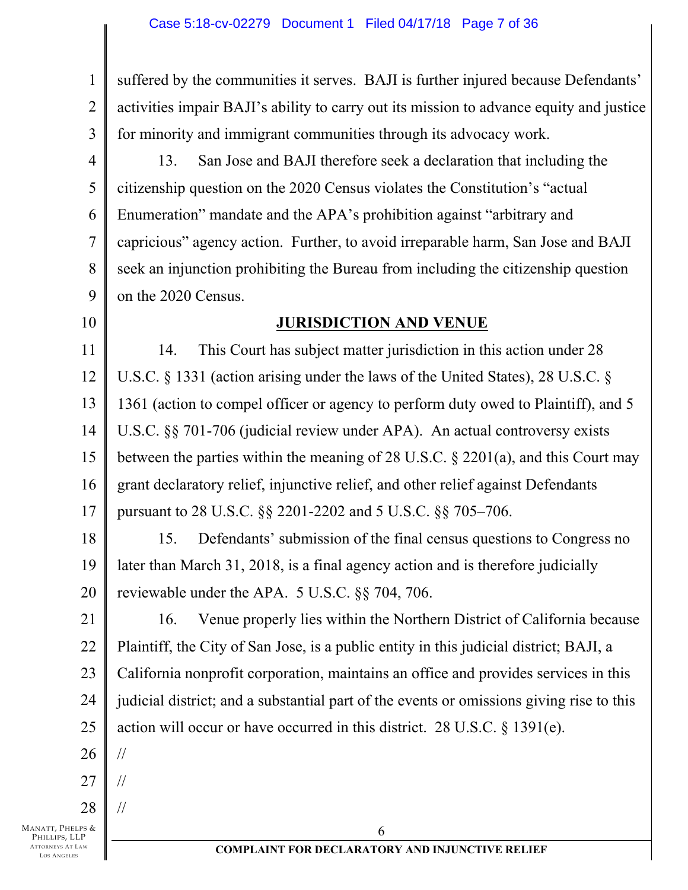suffered by the communities it serves. BAJI is further injured because Defendants' activities impair BAJI's ability to carry out its mission to advance equity and justice for minority and immigrant communities through its advocacy work.

13. San Jose and BAJI therefore seek a declaration that including the citizenship question on the 2020 Census violates the Constitution's "actual Enumeration" mandate and the APA's prohibition against "arbitrary and capricious" agency action. Further, to avoid irreparable harm, San Jose and BAJI seek an injunction prohibiting the Bureau from including the citizenship question on the 2020 Census.

## JURISDICTION AND VENUE

14. This Court has subject matter jurisdiction in this action under 28 U.S.C. § 1331 (action arising under the laws of the United States), 28 U.S.C. § 1361 (action to compel officer or agency to perform duty owed to Plaintiff), and 5 U.S.C. §§ 701-706 (judicial review under APA). An actual controversy exists between the parties within the meaning of 28 U.S.C. § 2201(a), and this Court may grant declaratory relief, injunctive relief, and other relief against Defendants pursuant to 28 U.S.C. §§ 2201-2202 and 5 U.S.C. §§ 705–706.

15. Defendants' submission of the final census questions to Congress no later than March 31, 2018, is a final agency action and is therefore judicially reviewable under the APA. 5 U.S.C. §§ 704, 706.

16. Venue properly lies within the Northern District of California because Plaintiff, the City of San Jose, is a public entity in this judicial district; BAJI, a California nonprofit corporation, maintains an office and provides services in this judicial district; and a substantial part of the events or omissions giving rise to this action will occur or have occurred in this district. 28 U.S.C. § 1391(e).

//

//

//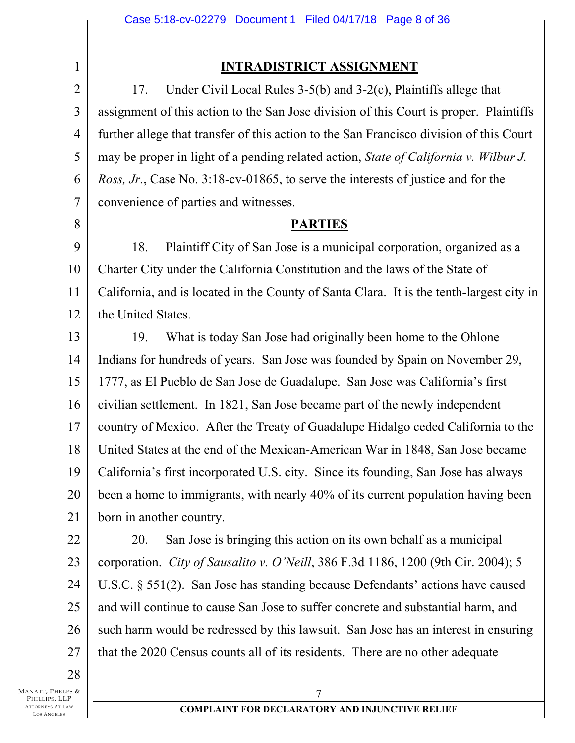## INTRADISTRICT ASSIGNMENT

17. Under Civil Local Rules 3-5(b) and 3-2(c), Plaintiffs allege that assignment of this action to the San Jose division of this Court is proper. Plaintiffs further allege that transfer of this action to the San Francisco division of this Court may be proper in light of a pending related action, *State of California v. Wilbur J. Ross, Jr.*, Case No. 3:18-cv-01865, to serve the interests of justice and for the convenience of parties and witnesses.

## PARTIES

18. Plaintiff City of San Jose is a municipal corporation, organized as a Charter City under the California Constitution and the laws of the State of California, and is located in the County of Santa Clara. It is the tenth-largest city in the United States.

19. What is today San Jose had originally been home to the Ohlone Indians for hundreds of years. San Jose was founded by Spain on November 29, 1777, as El Pueblo de San Jose de Guadalupe. San Jose was California's first civilian settlement. In 1821, San Jose became part of the newly independent country of Mexico. After the Treaty of Guadalupe Hidalgo ceded California to the United States at the end of the Mexican-American War in 1848, San Jose became California's first incorporated U.S. city. Since its founding, San Jose has always been a home to immigrants, with nearly 40% of its current population having been born in another country.

20. San Jose is bringing this action on its own behalf as a municipal corporation. *City of Sausalito v. O'Neill*, 386 F.3d 1186, 1200 (9th Cir. 2004); 5 U.S.C. § 551(2). San Jose has standing because Defendants' actions have caused and will continue to cause San Jose to suffer concrete and substantial harm, and such harm would be redressed by this lawsuit. San Jose has an interest in ensuring that the 2020 Census counts all of its residents. There are no other adequate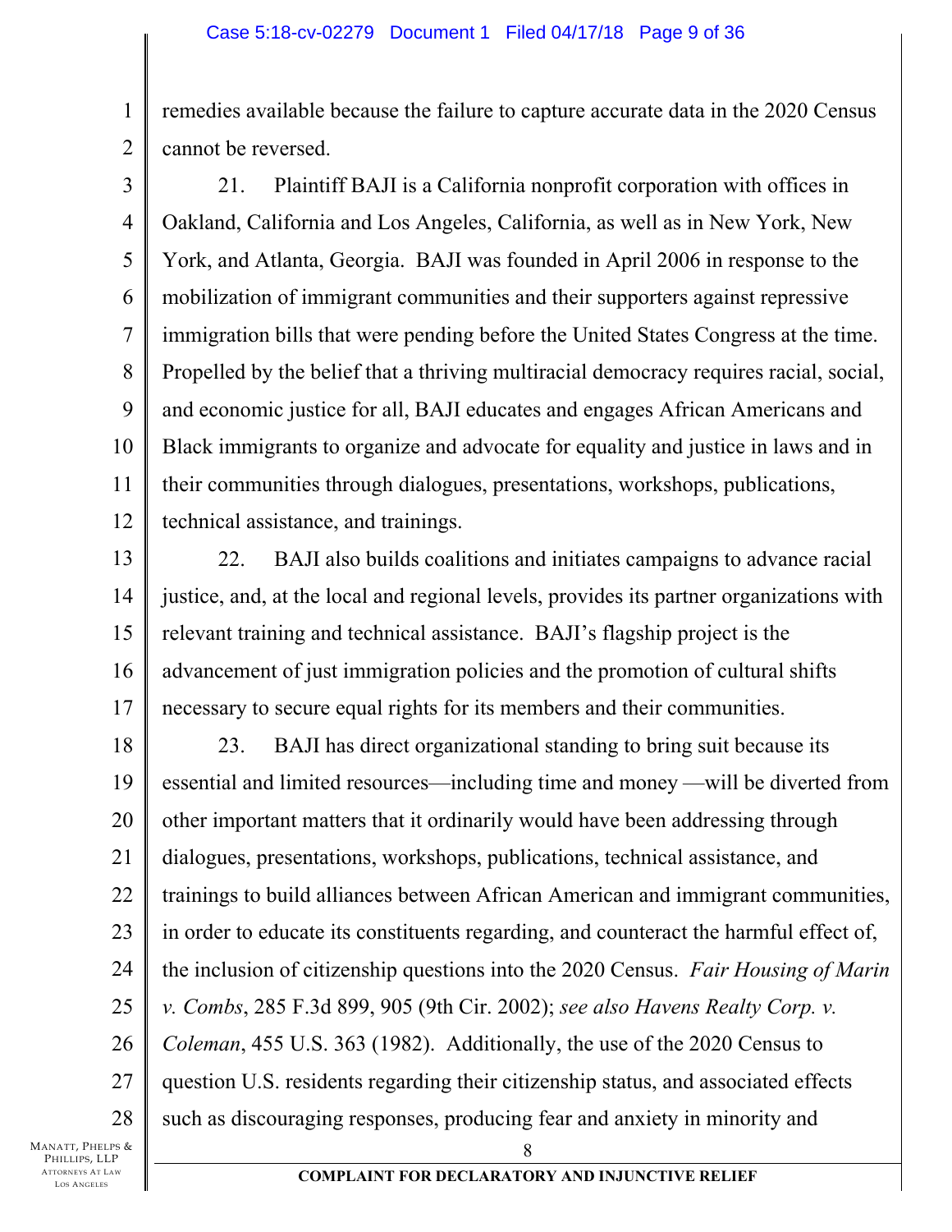remedies available because the failure to capture accurate data in the 2020 Census cannot be reversed.

21. Plaintiff BAJI is a California nonprofit corporation with offices in Oakland, California and Los Angeles, California, as well as in New York, New York, and Atlanta, Georgia. BAJI was founded in April 2006 in response to the mobilization of immigrant communities and their supporters against repressive immigration bills that were pending before the United States Congress at the time. Propelled by the belief that a thriving multiracial democracy requires racial, social, and economic justice for all, BAJI educates and engages African Americans and Black immigrants to organize and advocate for equality and justice in laws and in their communities through dialogues, presentations, workshops, publications, technical assistance, and trainings.

22. BAJI also builds coalitions and initiates campaigns to advance racial justice, and, at the local and regional levels, provides its partner organizations with relevant training and technical assistance. BAJI's flagship project is the advancement of just immigration policies and the promotion of cultural shifts necessary to secure equal rights for its members and their communities.

23. BAJI has direct organizational standing to bring suit because its essential and limited resources—including time and money —will be diverted from other important matters that it ordinarily would have been addressing through dialogues, presentations, workshops, publications, technical assistance, and trainings to build alliances between African American and immigrant communities, in order to educate its constituents regarding, and counteract the harmful effect of, the inclusion of citizenship questions into the 2020 Census. *Fair Housing of Marin v. Combs*, 285 F.3d 899, 905 (9th Cir. 2002); *see also Havens Realty Corp. v. Coleman*, 455 U.S. 363 (1982). Additionally, the use of the 2020 Census to question U.S. residents regarding their citizenship status, and associated effects such as discouraging responses, producing fear and anxiety in minority and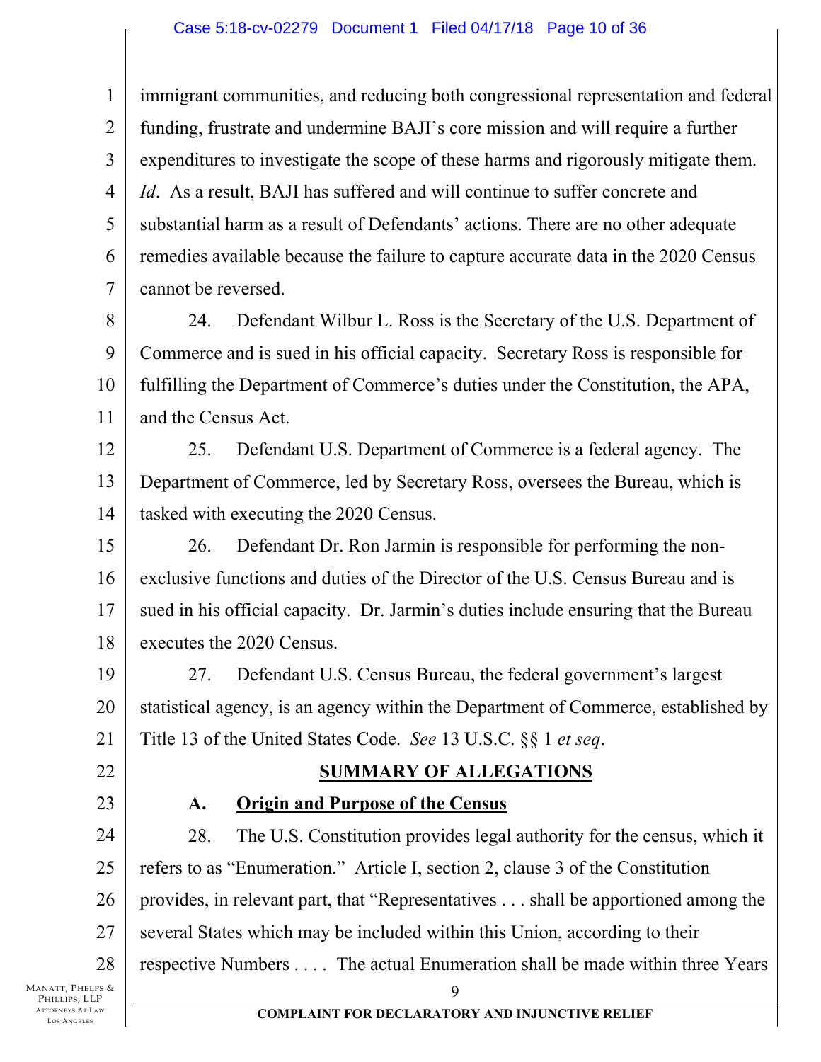immigrant communities, and reducing both congressional representation and federal funding, frustrate and undermine BAJI's core mission and will require a further expenditures to investigate the scope of these harms and rigorously mitigate them. *Id*. As a result, BAJI has suffered and will continue to suffer concrete and substantial harm as a result of Defendants' actions. There are no other adequate remedies available because the failure to capture accurate data in the 2020 Census cannot be reversed.

24. Defendant Wilbur L. Ross is the Secretary of the U.S. Department of Commerce and is sued in his official capacity. Secretary Ross is responsible for fulfilling the Department of Commerce's duties under the Constitution, the APA, and the Census Act.

25. Defendant U.S. Department of Commerce is a federal agency. The Department of Commerce, led by Secretary Ross, oversees the Bureau, which is tasked with executing the 2020 Census.

26. Defendant Dr. Ron Jarmin is responsible for performing the non-exclusive functions and duties of the Director of the U.S. Census Bureau and is sued in his official capacity. Dr. Jarmin's duties include ensuring that the Bureau executes the 2020 Census.

27. Defendant U.S. Census Bureau, the federal government's largest statistical agency, is an agency within the Department of Commerce, established by Title 13 of the United States Code. *See* 13 U.S.C. §§ 1 *et seq*.

## SUMMARY OF ALLEGATIONS

### A. Origin and Purpose of the Census

28. The U.S. Constitution provides legal authority for the census, which it refers to as "Enumeration." Article I, section 2, clause 3 of the Constitution provides, in relevant part, that "Representatives . . . shall be apportioned among the several States which may be included within this Union, according to their respective Numbers . . . . The actual Enumeration shall be made within three Years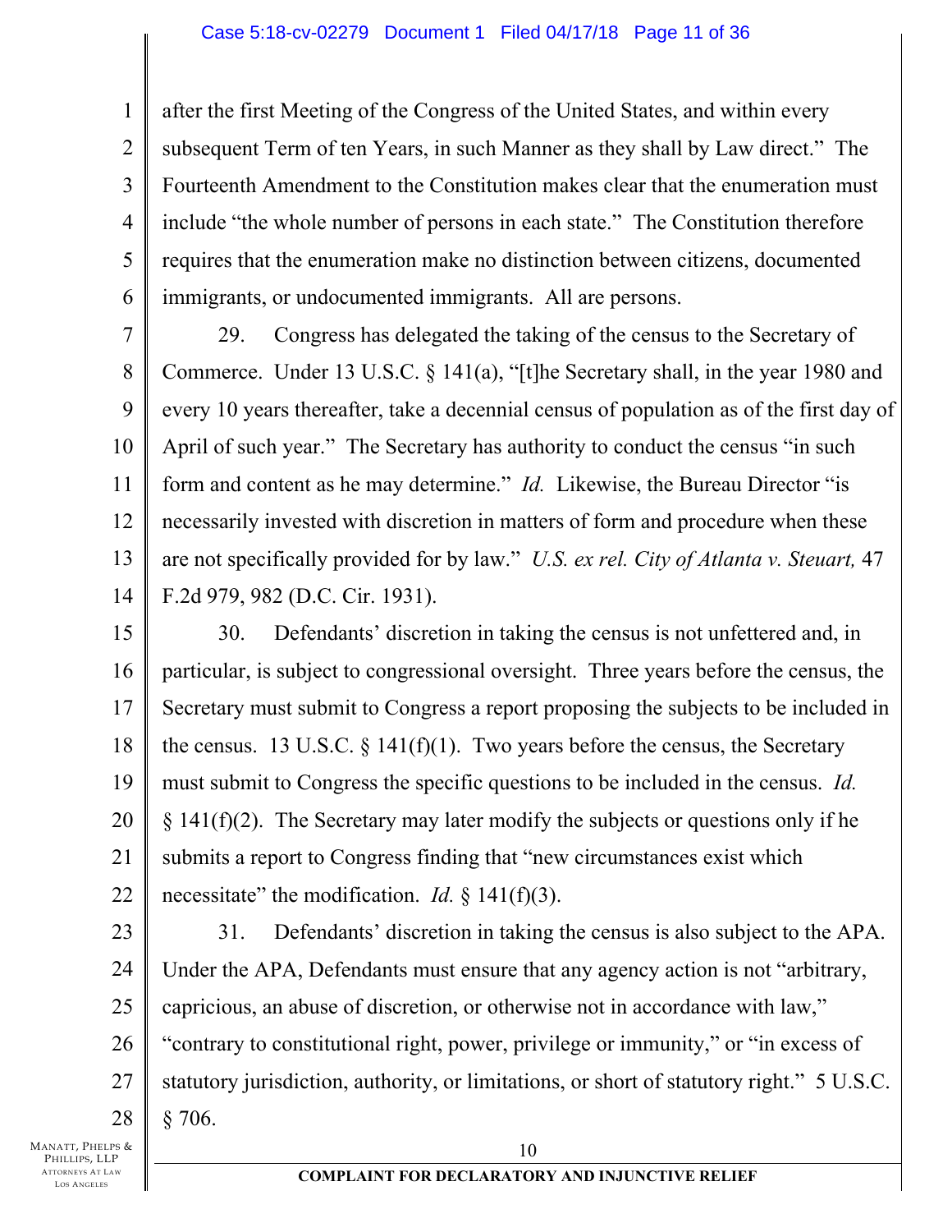after the first Meeting of the Congress of the United States, and within every subsequent Term of ten Years, in such Manner as they shall by Law direct." The Fourteenth Amendment to the Constitution makes clear that the enumeration must include "the whole number of persons in each state." The Constitution therefore requires that the enumeration make no distinction between citizens, documented immigrants, or undocumented immigrants. All are persons.

29. Congress has delegated the taking of the census to the Secretary of Commerce. Under 13 U.S.C. § 141(a), "[t]he Secretary shall, in the year 1980 and every 10 years thereafter, take a decennial census of population as of the first day of April of such year." The Secretary has authority to conduct the census "in such form and content as he may determine." *Id.* Likewise, the Bureau Director "is necessarily invested with discretion in matters of form and procedure when these are not specifically provided for by law." *U.S. ex rel. City of Atlanta v. Steuart,* 47 F.2d 979, 982 (D.C. Cir. 1931).

30. Defendants' discretion in taking the census is not unfettered and, in particular, is subject to congressional oversight. Three years before the census, the Secretary must submit to Congress a report proposing the subjects to be included in the census. 13 U.S.C. § 141(f)(1). Two years before the census, the Secretary must submit to Congress the specific questions to be included in the census. *Id.* § 141(f)(2). The Secretary may later modify the subjects or questions only if he submits a report to Congress finding that "new circumstances exist which necessitate" the modification. *Id.* § 141(f)(3).

31. Defendants' discretion in taking the census is also subject to the APA. Under the APA, Defendants must ensure that any agency action is not "arbitrary, capricious, an abuse of discretion, or otherwise not in accordance with law," "contrary to constitutional right, power, privilege or immunity," or "in excess of statutory jurisdiction, authority, or limitations, or short of statutory right." 5 U.S.C. § 706.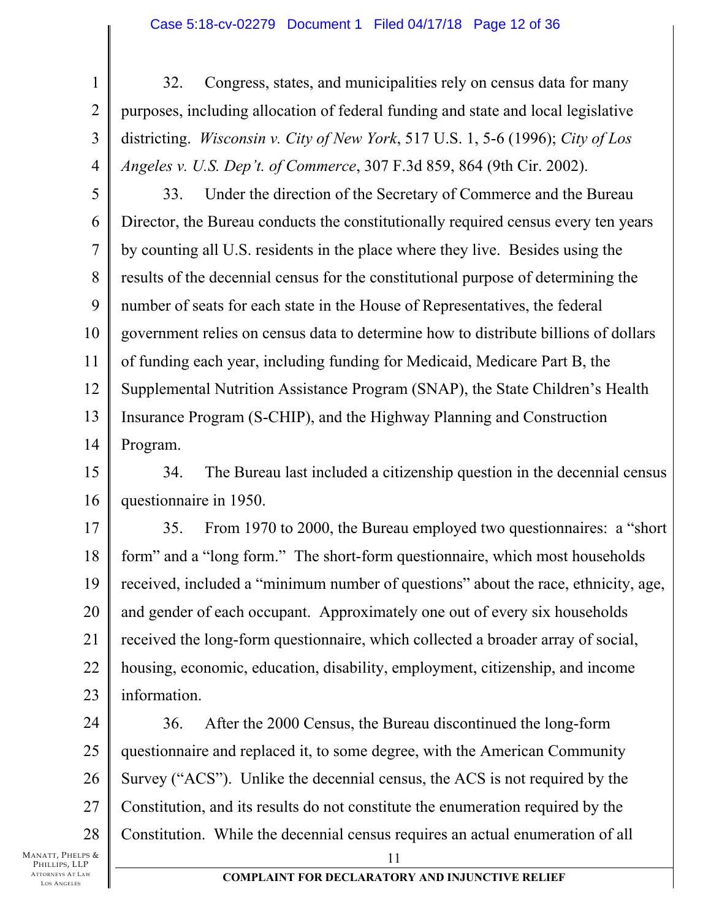32. Congress, states, and municipalities rely on census data for many purposes, including allocation of federal funding and state and local legislative districting. *Wisconsin v. City of New York*, 517 U.S. 1, 5-6 (1996); *City of Los Angeles v. U.S. Dep't. of Commerce*, 307 F.3d 859, 864 (9th Cir. 2002).

33. Under the direction of the Secretary of Commerce and the Bureau Director, the Bureau conducts the constitutionally required census every ten years by counting all U.S. residents in the place where they live. Besides using the results of the decennial census for the constitutional purpose of determining the number of seats for each state in the House of Representatives, the federal government relies on census data to determine how to distribute billions of dollars of funding each year, including funding for Medicaid, Medicare Part B, the Supplemental Nutrition Assistance Program (SNAP), the State Children's Health Insurance Program (S-CHIP), and the Highway Planning and Construction Program.

34. The Bureau last included a citizenship question in the decennial census questionnaire in 1950.

35. From 1970 to 2000, the Bureau employed two questionnaires: a "short form" and a "long form." The short-form questionnaire, which most households received, included a "minimum number of questions" about the race, ethnicity, age, and gender of each occupant. Approximately one out of every six households received the long-form questionnaire, which collected a broader array of social, housing, economic, education, disability, employment, citizenship, and income information.

36. After the 2000 Census, the Bureau discontinued the long-form questionnaire and replaced it, to some degree, with the American Community Survey ("ACS"). Unlike the decennial census, the ACS is not required by the Constitution, and its results do not constitute the enumeration required by the Constitution. While the decennial census requires an actual enumeration of all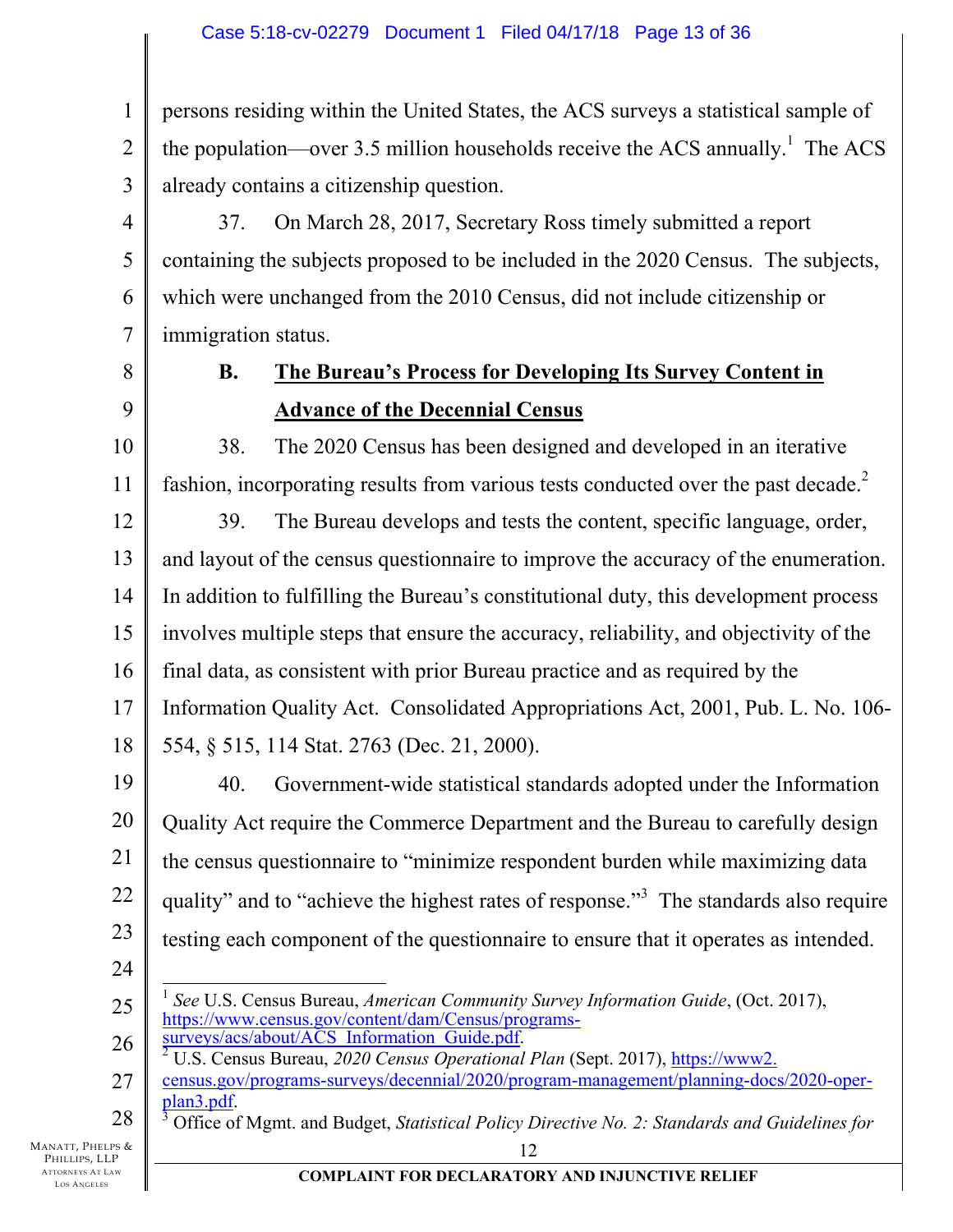persons residing within the United States, the ACS surveys a statistical sample of the population—over 3.5 million households receive the ACS annually.[1] The ACS already contains a citizenship question.

37. On March 28, 2017, Secretary Ross timely submitted a report containing the subjects proposed to be included in the 2020 Census. The subjects, which were unchanged from the 2010 Census, did not include citizenship or immigration status.

### B. The Bureau's Process for Developing Its Survey Content in Advance of the Decennial Census

38. The 2020 Census has been designed and developed in an iterative fashion, incorporating results from various tests conducted over the past decade.[2]

39. The Bureau develops and tests the content, specific language, order, and layout of the census questionnaire to improve the accuracy of the enumeration. In addition to fulfilling the Bureau's constitutional duty, this development process involves multiple steps that ensure the accuracy, reliability, and objectivity of the final data, as consistent with prior Bureau practice and as required by the Information Quality Act. Consolidated Appropriations Act, 2001, Pub. L. No. 106-554, § 515, 114 Stat. 2763 (Dec. 21, 2000).

40. Government-wide statistical standards adopted under the Information Quality Act require the Commerce Department and the Bureau to carefully design the census questionnaire to "minimize respondent burden while maximizing data quality" and to "achieve the highest rates of response."[3] The standards also require testing each component of the questionnaire to ensure that it operates as intended.

---

[1] *See* U.S. Census Bureau, *American Community Survey Information Guide*, (Oct. 2017), https://www.census.gov/content/dam/Census/programs-surveys/acs/about/ACS_Information_Guide.pdf.

[2] U.S. Census Bureau, *2020 Census Operational Plan* (Sept. 2017), https://www2.census.gov/programs-surveys/decennial/2020/program-management/planning-docs/2020-oper-plan3.pdf.

[3] Office of Mgmt. and Budget, *Statistical Policy Directive No. 2: Standards and Guidelines for*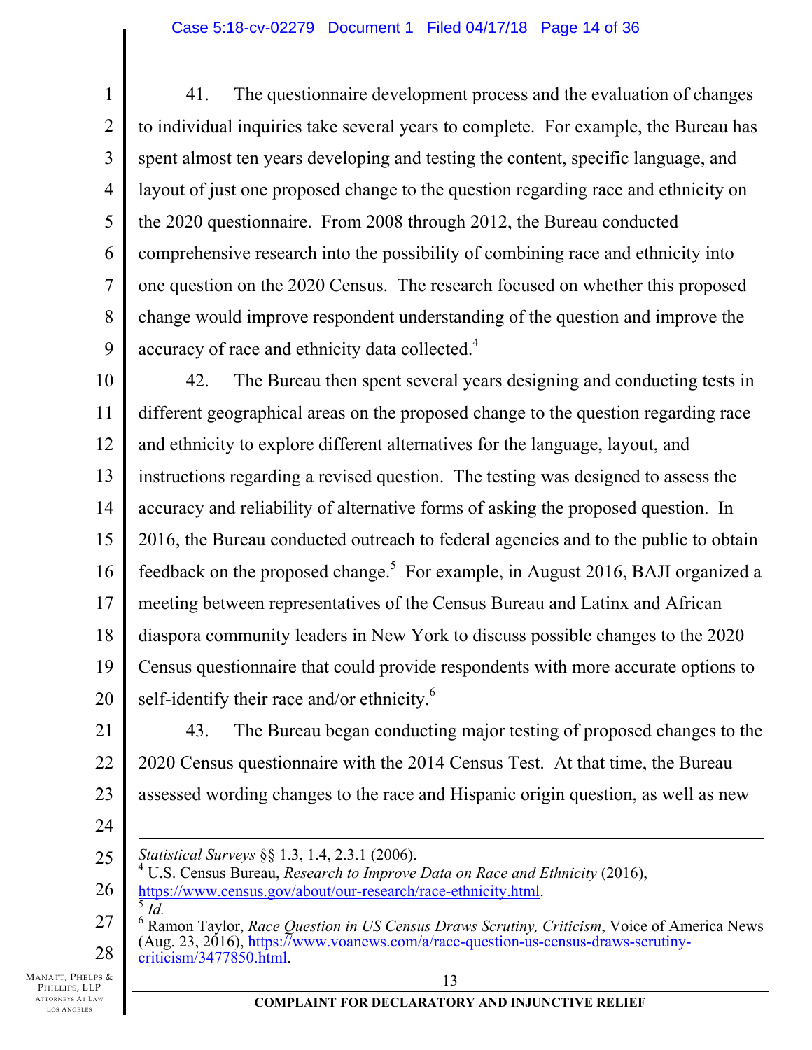41. The questionnaire development process and the evaluation of changes to individual inquiries take several years to complete. For example, the Bureau has spent almost ten years developing and testing the content, specific language, and layout of just one proposed change to the question regarding race and ethnicity on the 2020 questionnaire. From 2008 through 2012, the Bureau conducted comprehensive research into the possibility of combining race and ethnicity into one question on the 2020 Census. The research focused on whether this proposed change would improve respondent understanding of the question and improve the accuracy of race and ethnicity data collected.[4]

42. The Bureau then spent several years designing and conducting tests in different geographical areas on the proposed change to the question regarding race and ethnicity to explore different alternatives for the language, layout, and instructions regarding a revised question. The testing was designed to assess the accuracy and reliability of alternative forms of asking the proposed question. In 2016, the Bureau conducted outreach to federal agencies and to the public to obtain feedback on the proposed change.[5] For example, in August 2016, BAJI organized a meeting between representatives of the Census Bureau and Latinx and African diaspora community leaders in New York to discuss possible changes to the 2020 Census questionnaire that could provide respondents with more accurate options to self-identify their race and/or ethnicity.[6]

43. The Bureau began conducting major testing of proposed changes to the 2020 Census questionnaire with the 2014 Census Test. At that time, the Bureau assessed wording changes to the race and Hispanic origin question, as well as new

---

*Statistical Surveys* §§ 1.3, 1.4, 2.3.1 (2006).

[4] U.S. Census Bureau, *Research to Improve Data on Race and Ethnicity* (2016), https://www.census.gov/about/our-research/race-ethnicity.html.

[5] *Id.*

[6] Ramon Taylor, *Race Question in US Census Draws Scrutiny, Criticism*, Voice of America News (Aug. 23, 2016), https://www.voanews.com/a/race-question-us-census-draws-scrutiny-criticism/3477850.html.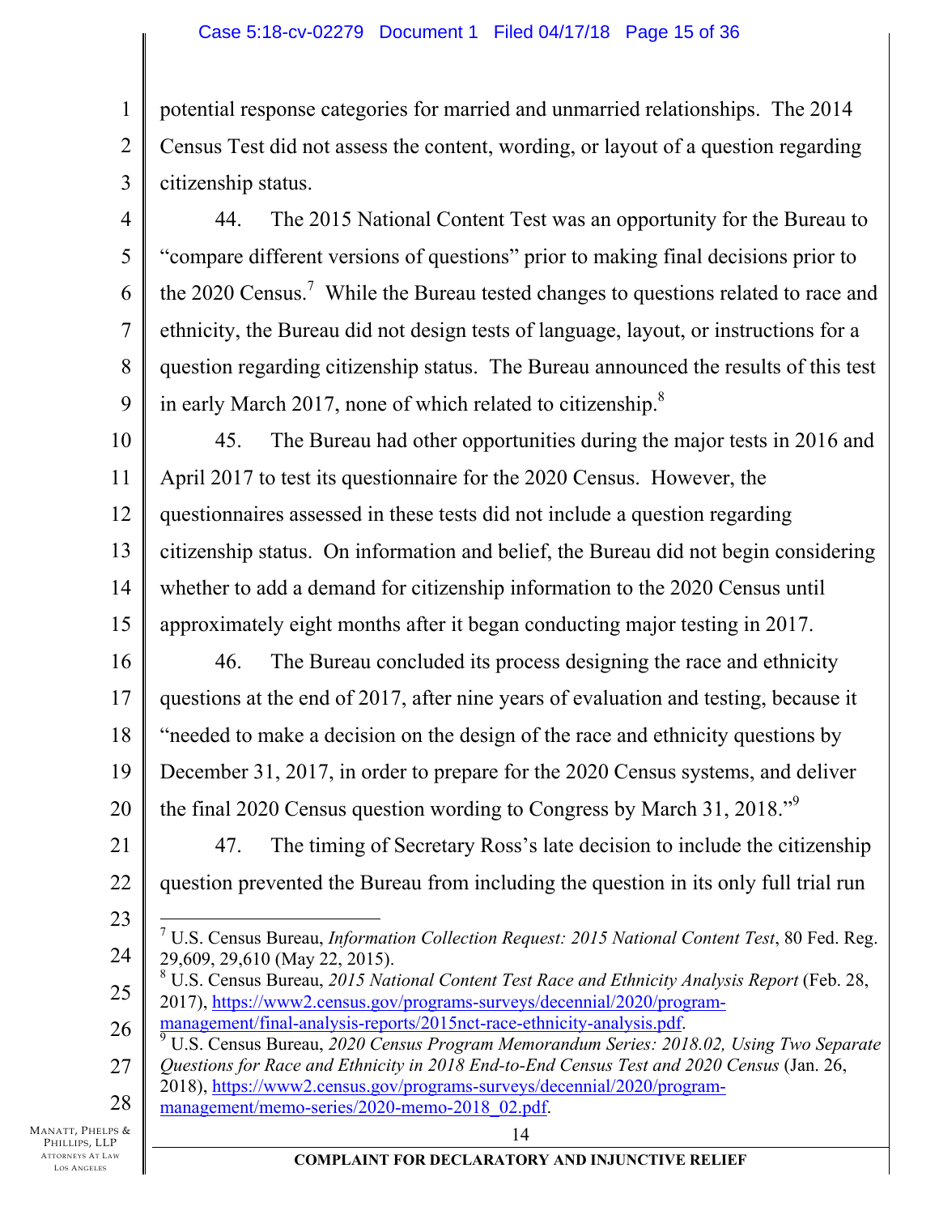potential response categories for married and unmarried relationships. The 2014 Census Test did not assess the content, wording, or layout of a question regarding citizenship status.

44. The 2015 National Content Test was an opportunity for the Bureau to "compare different versions of questions" prior to making final decisions prior to the 2020 Census.[7] While the Bureau tested changes to questions related to race and ethnicity, the Bureau did not design tests of language, layout, or instructions for a question regarding citizenship status. The Bureau announced the results of this test in early March 2017, none of which related to citizenship.[8]

45. The Bureau had other opportunities during the major tests in 2016 and April 2017 to test its questionnaire for the 2020 Census. However, the questionnaires assessed in these tests did not include a question regarding citizenship status. On information and belief, the Bureau did not begin considering whether to add a demand for citizenship information to the 2020 Census until approximately eight months after it began conducting major testing in 2017.

46. The Bureau concluded its process designing the race and ethnicity questions at the end of 2017, after nine years of evaluation and testing, because it "needed to make a decision on the design of the race and ethnicity questions by December 31, 2017, in order to prepare for the 2020 Census systems, and deliver the final 2020 Census question wording to Congress by March 31, 2018."[9]

47. The timing of Secretary Ross's late decision to include the citizenship question prevented the Bureau from including the question in its only full trial run

---

[7] U.S. Census Bureau, *Information Collection Request: 2015 National Content Test*, 80 Fed. Reg. 29,609, 29,610 (May 22, 2015).

[8] U.S. Census Bureau, *2015 National Content Test Race and Ethnicity Analysis Report* (Feb. 28, 2017), https://www2.census.gov/programs-surveys/decennial/2020/program-management/final-analysis-reports/2015nct-race-ethnicity-analysis.pdf.

[9] U.S. Census Bureau, *2020 Census Program Memorandum Series: 2018.02, Using Two Separate Questions for Race and Ethnicity in 2018 End-to-End Census Test and 2020 Census* (Jan. 26, 2018), https://www2.census.gov/programs-surveys/decennial/2020/program-management/memo-series/2020-memo-2018_02.pdf.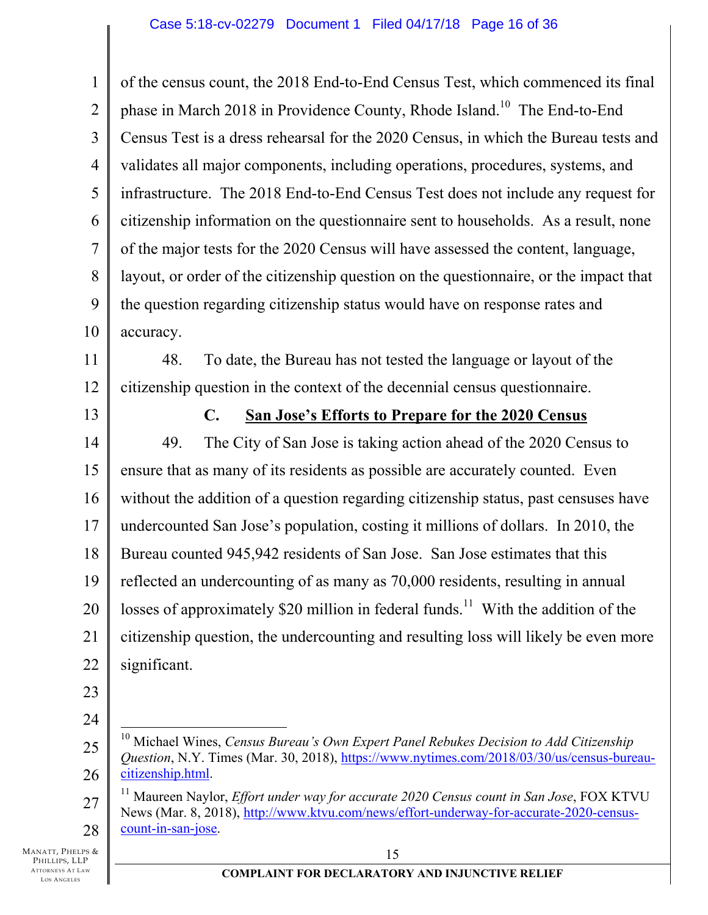of the census count, the 2018 End-to-End Census Test, which commenced its final phase in March 2018 in Providence County, Rhode Island.[10] The End-to-End Census Test is a dress rehearsal for the 2020 Census, in which the Bureau tests and validates all major components, including operations, procedures, systems, and infrastructure. The 2018 End-to-End Census Test does not include any request for citizenship information on the questionnaire sent to households. As a result, none of the major tests for the 2020 Census will have assessed the content, language, layout, or order of the citizenship question on the questionnaire, or the impact that the question regarding citizenship status would have on response rates and accuracy.

48. To date, the Bureau has not tested the language or layout of the citizenship question in the context of the decennial census questionnaire.

### C. San Jose's Efforts to Prepare for the 2020 Census

49. The City of San Jose is taking action ahead of the 2020 Census to ensure that as many of its residents as possible are accurately counted. Even without the addition of a question regarding citizenship status, past censuses have undercounted San Jose's population, costing it millions of dollars. In 2010, the Bureau counted 945,942 residents of San Jose. San Jose estimates that this reflected an undercounting of as many as 70,000 residents, resulting in annual losses of approximately $20 million in federal funds.[11] With the addition of the citizenship question, the undercounting and resulting loss will likely be even more significant.

---

[10] Michael Wines, *Census Bureau's Own Expert Panel Rebukes Decision to Add Citizenship Question*, N.Y. Times (Mar. 30, 2018), https://www.nytimes.com/2018/03/30/us/census-bureau-citizenship.html.

[11] Maureen Naylor, *Effort under way for accurate 2020 Census count in San Jose*, FOX KTVU News (Mar. 8, 2018), http://www.ktvu.com/news/effort-underway-for-accurate-2020-census-count-in-san-jose.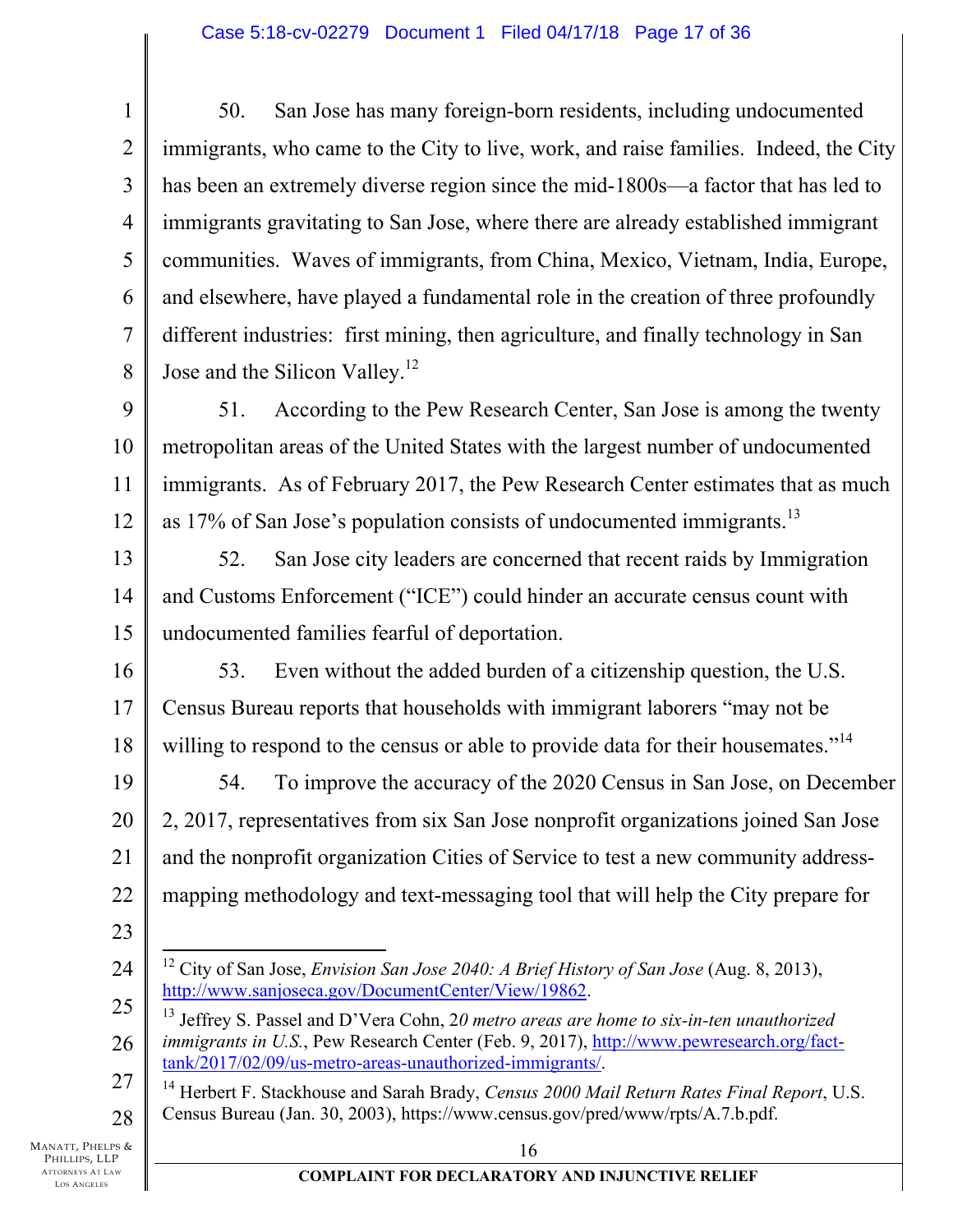50. San Jose has many foreign-born residents, including undocumented immigrants, who came to the City to live, work, and raise families. Indeed, the City has been an extremely diverse region since the mid-1800s—a factor that has led to immigrants gravitating to San Jose, where there are already established immigrant communities. Waves of immigrants, from China, Mexico, Vietnam, India, Europe, and elsewhere, have played a fundamental role in the creation of three profoundly different industries: first mining, then agriculture, and finally technology in San Jose and the Silicon Valley.[12]

51. According to the Pew Research Center, San Jose is among the twenty metropolitan areas of the United States with the largest number of undocumented immigrants. As of February 2017, the Pew Research Center estimates that as much as 17% of San Jose's population consists of undocumented immigrants.[13]

52. San Jose city leaders are concerned that recent raids by Immigration and Customs Enforcement ("ICE") could hinder an accurate census count with undocumented families fearful of deportation.

53. Even without the added burden of a citizenship question, the U.S. Census Bureau reports that households with immigrant laborers "may not be willing to respond to the census or able to provide data for their housemates."[14]

54. To improve the accuracy of the 2020 Census in San Jose, on December 2, 2017, representatives from six San Jose nonprofit organizations joined San Jose and the nonprofit organization Cities of Service to test a new community address-mapping methodology and text-messaging tool that will help the City prepare for

---

[12] City of San Jose, *Envision San Jose 2040: A Brief History of San Jose* (Aug. 8, 2013), http://www.sanjoseca.gov/DocumentCenter/View/19862.

[13] Jeffrey S. Passel and D'Vera Cohn, 2*0 metro areas are home to six-in-ten unauthorized immigrants in U.S.*, Pew Research Center (Feb. 9, 2017), http://www.pewresearch.org/fact-tank/2017/02/09/us-metro-areas-unauthorized-immigrants/.

[14] Herbert F. Stackhouse and Sarah Brady, *Census 2000 Mail Return Rates Final Report*, U.S. Census Bureau (Jan. 30, 2003), https://www.census.gov/pred/www/rpts/A.7.b.pdf.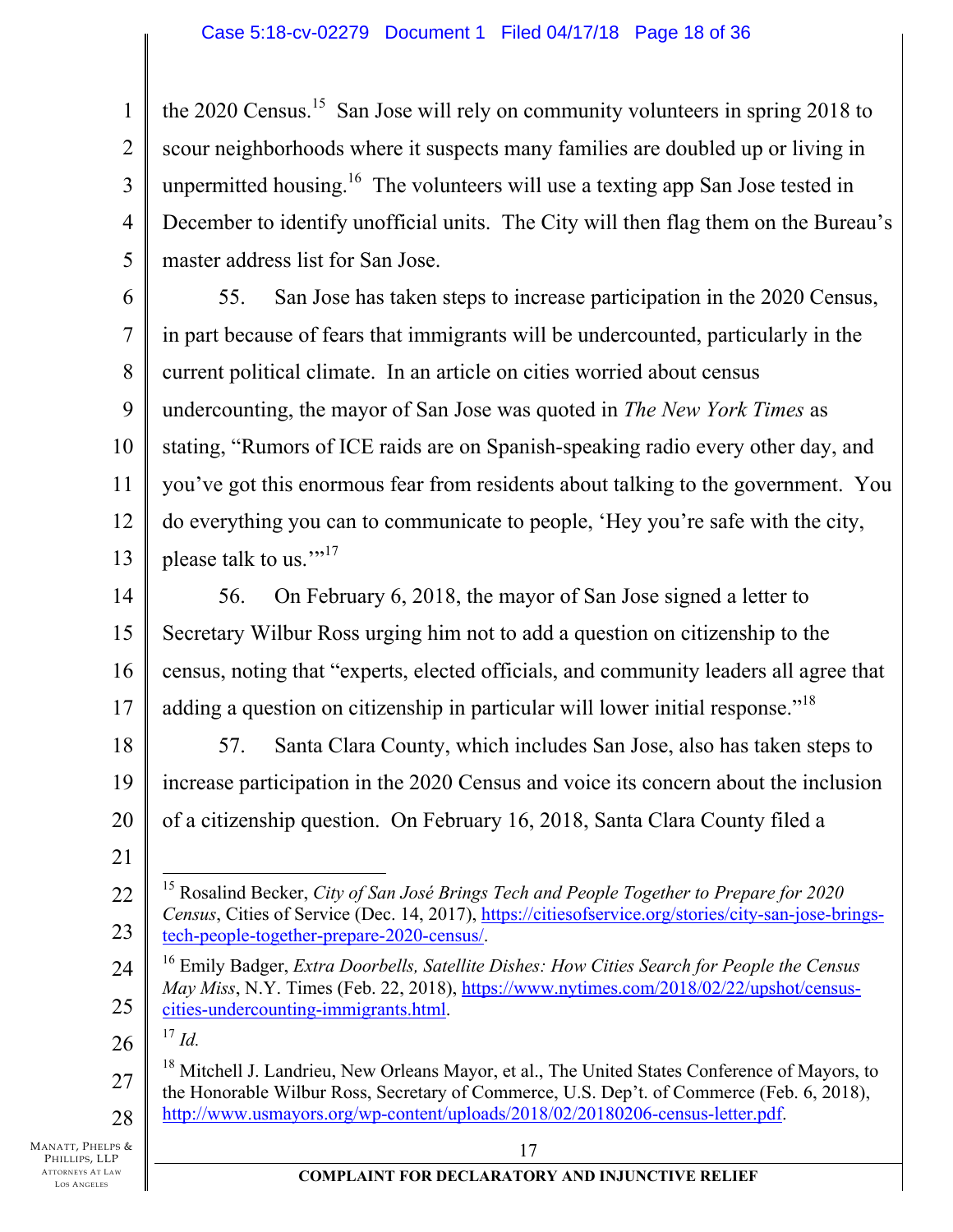the 2020 Census.[15] San Jose will rely on community volunteers in spring 2018 to scour neighborhoods where it suspects many families are doubled up or living in unpermitted housing.[16] The volunteers will use a texting app San Jose tested in December to identify unofficial units. The City will then flag them on the Bureau's master address list for San Jose.

55. San Jose has taken steps to increase participation in the 2020 Census, in part because of fears that immigrants will be undercounted, particularly in the current political climate. In an article on cities worried about census undercounting, the mayor of San Jose was quoted in *The New York Times* as stating, "Rumors of ICE raids are on Spanish-speaking radio every other day, and you've got this enormous fear from residents about talking to the government. You do everything you can to communicate to people, 'Hey you're safe with the city, please talk to us.'"[17]

56. On February 6, 2018, the mayor of San Jose signed a letter to Secretary Wilbur Ross urging him not to add a question on citizenship to the census, noting that "experts, elected officials, and community leaders all agree that adding a question on citizenship in particular will lower initial response."[18]

57. Santa Clara County, which includes San Jose, also has taken steps to increase participation in the 2020 Census and voice its concern about the inclusion of a citizenship question. On February 16, 2018, Santa Clara County filed a

---

[15] Rosalind Becker, *City of San José Brings Tech and People Together to Prepare for 2020 Census*, Cities of Service (Dec. 14, 2017), https://citiesofservice.org/stories/city-san-jose-brings-tech-people-together-prepare-2020-census/.

[16] Emily Badger, *Extra Doorbells, Satellite Dishes: How Cities Search for People the Census May Miss*, N.Y. Times (Feb. 22, 2018), https://www.nytimes.com/2018/02/22/upshot/census-cities-undercounting-immigrants.html.

[17] *Id.*

[18] Mitchell J. Landrieu, New Orleans Mayor, et al., The United States Conference of Mayors, to the Honorable Wilbur Ross, Secretary of Commerce, U.S. Dep't. of Commerce (Feb. 6, 2018), http://www.usmayors.org/wp-content/uploads/2018/02/20180206-census-letter.pdf.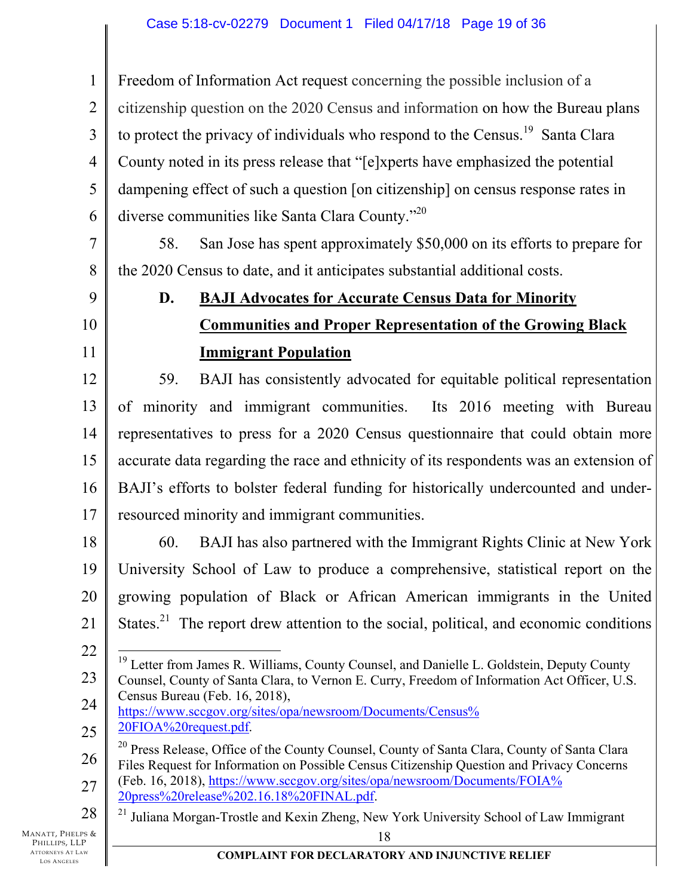Freedom of Information Act request concerning the possible inclusion of a citizenship question on the 2020 Census and information on how the Bureau plans to protect the privacy of individuals who respond to the Census.[19] Santa Clara County noted in its press release that "[e]xperts have emphasized the potential dampening effect of such a question [on citizenship] on census response rates in diverse communities like Santa Clara County."[20]

58. San Jose has spent approximately $50,000 on its efforts to prepare for the 2020 Census to date, and it anticipates substantial additional costs.

### D. <u>BAJI Advocates for Accurate Census Data for Minority Communities and Proper Representation of the Growing Black Immigrant Population</u>

59. BAJI has consistently advocated for equitable political representation of minority and immigrant communities. Its 2016 meeting with Bureau representatives to press for a 2020 Census questionnaire that could obtain more accurate data regarding the race and ethnicity of its respondents was an extension of BAJI's efforts to bolster federal funding for historically undercounted and under-resourced minority and immigrant communities.

60. BAJI has also partnered with the Immigrant Rights Clinic at New York University School of Law to produce a comprehensive, statistical report on the growing population of Black or African American immigrants in the United States.[21] The report drew attention to the social, political, and economic conditions

---

[19] Letter from James R. Williams, County Counsel, and Danielle L. Goldstein, Deputy County Counsel, County of Santa Clara, to Vernon E. Curry, Freedom of Information Act Officer, U.S. Census Bureau (Feb. 16, 2018), https://www.sccgov.org/sites/opa/newsroom/Documents/Census%20FIOA%20request.pdf.

[20] Press Release, Office of the County Counsel, County of Santa Clara, County of Santa Clara Files Request for Information on Possible Census Citizenship Question and Privacy Concerns (Feb. 16, 2018), https://www.sccgov.org/sites/opa/newsroom/Documents/FOIA%20press%20release%202.16.18%20FINAL.pdf.

[21] Juliana Morgan-Trostle and Kexin Zheng, New York University School of Law Immigrant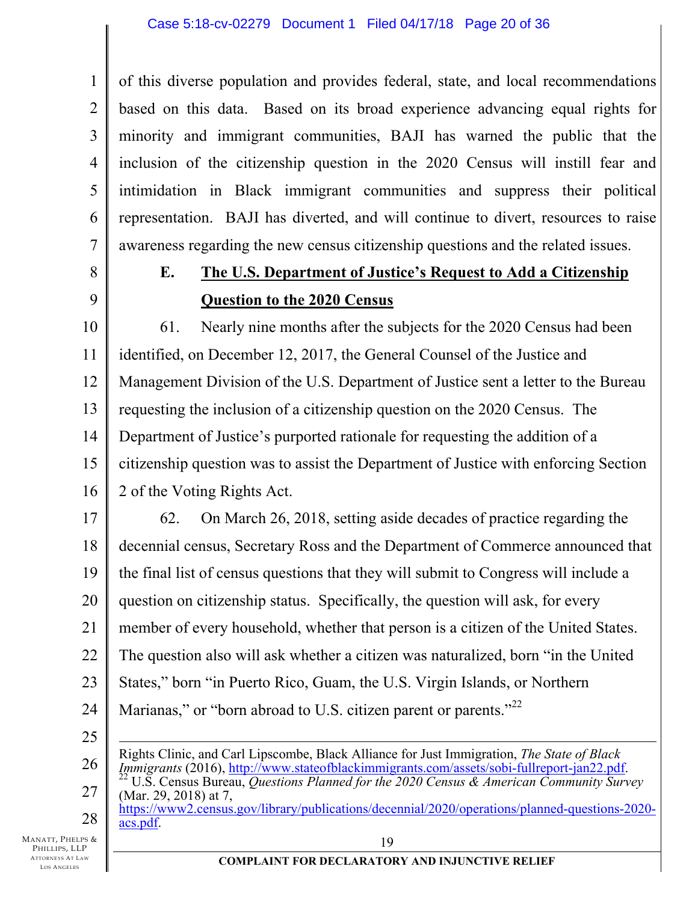of this diverse population and provides federal, state, and local recommendations based on this data. Based on its broad experience advancing equal rights for minority and immigrant communities, BAJI has warned the public that the inclusion of the citizenship question in the 2020 Census will instill fear and intimidation in Black immigrant communities and suppress their political representation. BAJI has diverted, and will continue to divert, resources to raise awareness regarding the new census citizenship questions and the related issues.

### E. The U.S. Department of Justice's Request to Add a Citizenship Question to the 2020 Census

61. Nearly nine months after the subjects for the 2020 Census had been identified, on December 12, 2017, the General Counsel of the Justice and Management Division of the U.S. Department of Justice sent a letter to the Bureau requesting the inclusion of a citizenship question on the 2020 Census. The Department of Justice's purported rationale for requesting the addition of a citizenship question was to assist the Department of Justice with enforcing Section 2 of the Voting Rights Act.

62. On March 26, 2018, setting aside decades of practice regarding the decennial census, Secretary Ross and the Department of Commerce announced that the final list of census questions that they will submit to Congress will include a question on citizenship status. Specifically, the question will ask, for every member of every household, whether that person is a citizen of the United States. The question also will ask whether a citizen was naturalized, born "in the United States," born "in Puerto Rico, Guam, the U.S. Virgin Islands, or Northern Marianas," or "born abroad to U.S. citizen parent or parents."[22]

---

Rights Clinic, and Carl Lipscombe, Black Alliance for Just Immigration, *The State of Black Immigrants* (2016), http://www.stateofblackimmigrants.com/assets/sobi-fullreport-jan22.pdf.

[22] U.S. Census Bureau, *Questions Planned for the 2020 Census & American Community Survey* (Mar. 29, 2018) at 7, https://www2.census.gov/library/publications/decennial/2020/operations/planned-questions-2020-acs.pdf.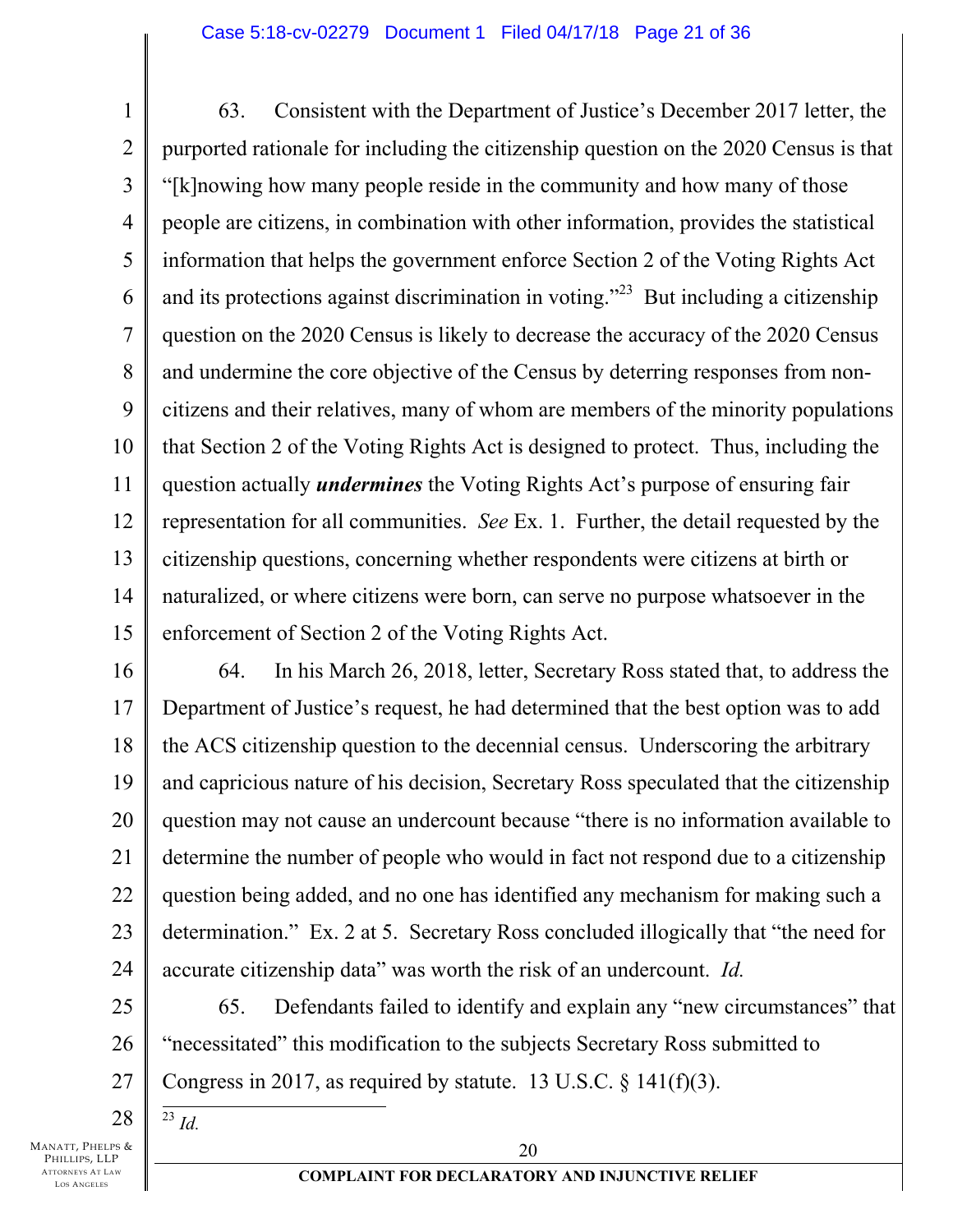63. Consistent with the Department of Justice's December 2017 letter, the purported rationale for including the citizenship question on the 2020 Census is that "[k]nowing how many people reside in the community and how many of those people are citizens, in combination with other information, provides the statistical information that helps the government enforce Section 2 of the Voting Rights Act and its protections against discrimination in voting."[23] But including a citizenship question on the 2020 Census is likely to decrease the accuracy of the 2020 Census and undermine the core objective of the Census by deterring responses from non-citizens and their relatives, many of whom are members of the minority populations that Section 2 of the Voting Rights Act is designed to protect. Thus, including the question actually ***undermines*** the Voting Rights Act's purpose of ensuring fair representation for all communities. *See* Ex. 1. Further, the detail requested by the citizenship questions, concerning whether respondents were citizens at birth or naturalized, or where citizens were born, can serve no purpose whatsoever in the enforcement of Section 2 of the Voting Rights Act.

64. In his March 26, 2018, letter, Secretary Ross stated that, to address the Department of Justice's request, he had determined that the best option was to add the ACS citizenship question to the decennial census. Underscoring the arbitrary and capricious nature of his decision, Secretary Ross speculated that the citizenship question may not cause an undercount because "there is no information available to determine the number of people who would in fact not respond due to a citizenship question being added, and no one has identified any mechanism for making such a determination." Ex. 2 at 5. Secretary Ross concluded illogically that "the need for accurate citizenship data" was worth the risk of an undercount. *Id.*

65. Defendants failed to identify and explain any "new circumstances" that "necessitated" this modification to the subjects Secretary Ross submitted to Congress in 2017, as required by statute. 13 U.S.C. § 141(f)(3).

---

[23] *Id.*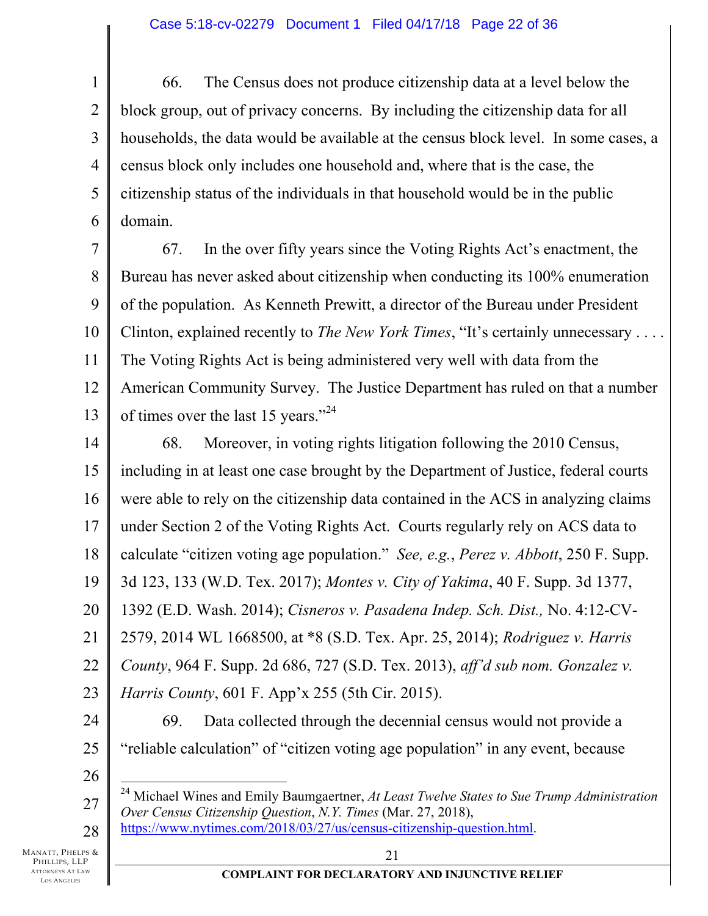66. The Census does not produce citizenship data at a level below the block group, out of privacy concerns. By including the citizenship data for all households, the data would be available at the census block level. In some cases, a census block only includes one household and, where that is the case, the citizenship status of the individuals in that household would be in the public domain.

67. In the over fifty years since the Voting Rights Act's enactment, the Bureau has never asked about citizenship when conducting its 100% enumeration of the population. As Kenneth Prewitt, a director of the Bureau under President Clinton, explained recently to *The New York Times*, "It's certainly unnecessary . . . . The Voting Rights Act is being administered very well with data from the American Community Survey. The Justice Department has ruled on that a number of times over the last 15 years."[24]

68. Moreover, in voting rights litigation following the 2010 Census, including in at least one case brought by the Department of Justice, federal courts were able to rely on the citizenship data contained in the ACS in analyzing claims under Section 2 of the Voting Rights Act. Courts regularly rely on ACS data to calculate "citizen voting age population." *See, e.g.*, *Perez v. Abbott*, 250 F. Supp. 3d 123, 133 (W.D. Tex. 2017); *Montes v. City of Yakima*, 40 F. Supp. 3d 1377, 1392 (E.D. Wash. 2014); *Cisneros v. Pasadena Indep. Sch. Dist.,* No. 4:12-CV-2579, 2014 WL 1668500, at *8 (S.D. Tex. Apr. 25, 2014); *Rodriguez v. Harris County*, 964 F. Supp. 2d 686, 727 (S.D. Tex. 2013), *aff'd sub nom. Gonzalez v. Harris County*, 601 F. App'x 255 (5th Cir. 2015).

69. Data collected through the decennial census would not provide a "reliable calculation" of "citizen voting age population" in any event, because

---

[24] Michael Wines and Emily Baumgaertner, *At Least Twelve States to Sue Trump Administration Over Census Citizenship Question*, *N.Y. Times* (Mar. 27, 2018), https://www.nytimes.com/2018/03/27/us/census-citizenship-question.html.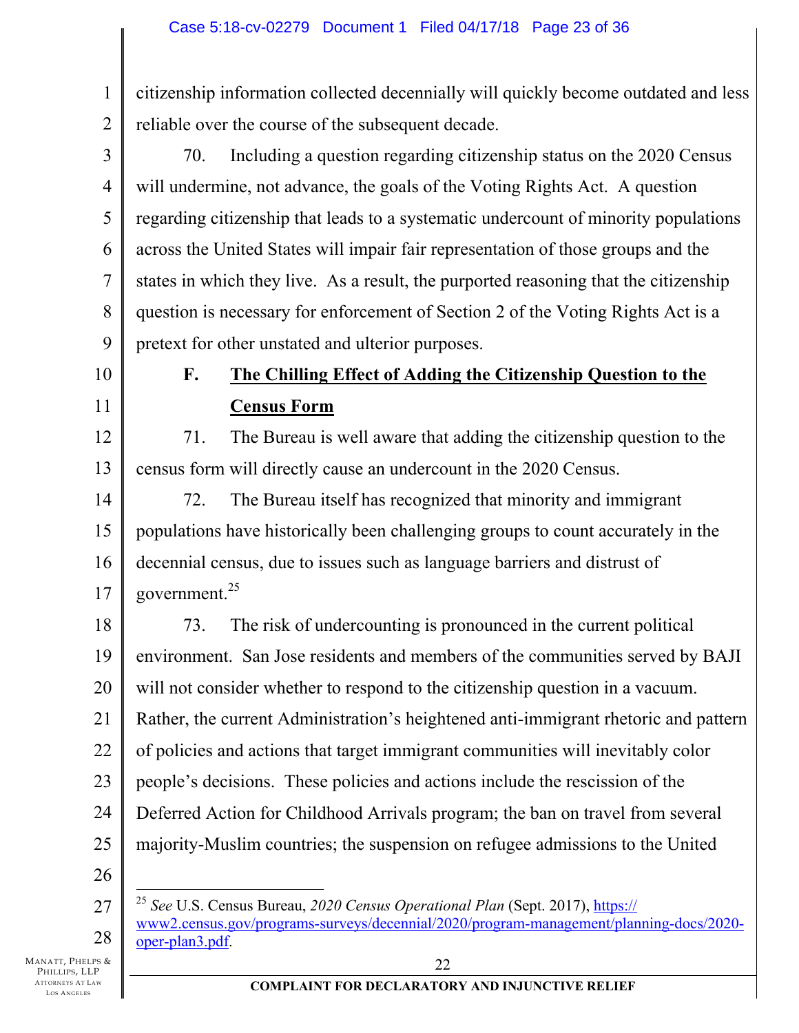citizenship information collected decennially will quickly become outdated and less reliable over the course of the subsequent decade.

70. Including a question regarding citizenship status on the 2020 Census will undermine, not advance, the goals of the Voting Rights Act. A question regarding citizenship that leads to a systematic undercount of minority populations across the United States will impair fair representation of those groups and the states in which they live. As a result, the purported reasoning that the citizenship question is necessary for enforcement of Section 2 of the Voting Rights Act is a pretext for other unstated and ulterior purposes.

### F. The Chilling Effect of Adding the Citizenship Question to the Census Form

71. The Bureau is well aware that adding the citizenship question to the census form will directly cause an undercount in the 2020 Census.

72. The Bureau itself has recognized that minority and immigrant populations have historically been challenging groups to count accurately in the decennial census, due to issues such as language barriers and distrust of government.[25]

73. The risk of undercounting is pronounced in the current political environment. San Jose residents and members of the communities served by BAJI will not consider whether to respond to the citizenship question in a vacuum. Rather, the current Administration's heightened anti-immigrant rhetoric and pattern of policies and actions that target immigrant communities will inevitably color people's decisions. These policies and actions include the rescission of the Deferred Action for Childhood Arrivals program; the ban on travel from several majority-Muslim countries; the suspension on refugee admissions to the United

---

[25] *See* U.S. Census Bureau, *2020 Census Operational Plan* (Sept. 2017), https://www2.census.gov/programs-surveys/decennial/2020/program-management/planning-docs/2020-oper-plan3.pdf.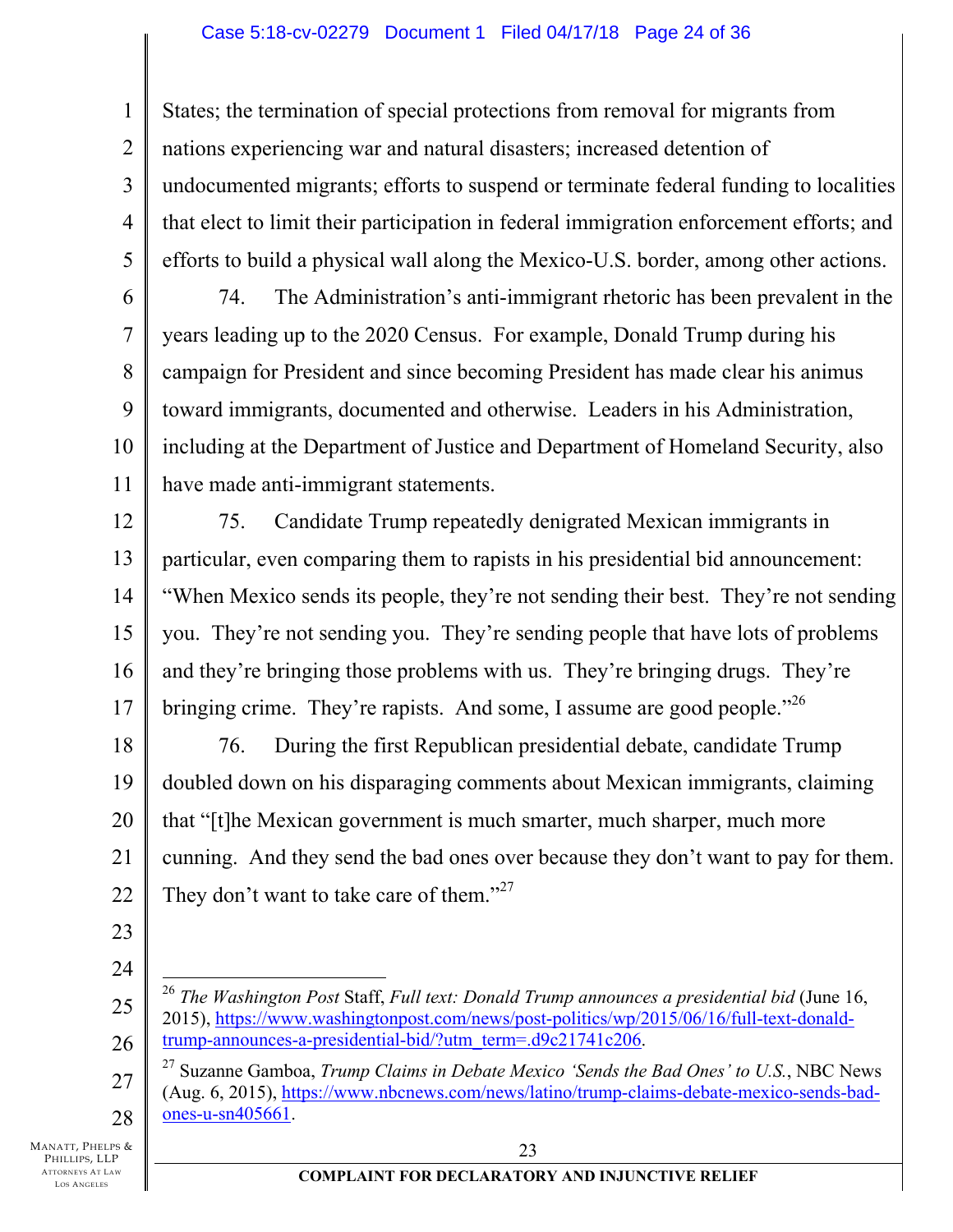States; the termination of special protections from removal for migrants from nations experiencing war and natural disasters; increased detention of undocumented migrants; efforts to suspend or terminate federal funding to localities that elect to limit their participation in federal immigration enforcement efforts; and efforts to build a physical wall along the Mexico-U.S. border, among other actions.

74. The Administration's anti-immigrant rhetoric has been prevalent in the years leading up to the 2020 Census. For example, Donald Trump during his campaign for President and since becoming President has made clear his animus toward immigrants, documented and otherwise. Leaders in his Administration, including at the Department of Justice and Department of Homeland Security, also have made anti-immigrant statements.

75. Candidate Trump repeatedly denigrated Mexican immigrants in particular, even comparing them to rapists in his presidential bid announcement: "When Mexico sends its people, they're not sending their best. They're not sending you. They're not sending you. They're sending people that have lots of problems and they're bringing those problems with us. They're bringing drugs. They're bringing crime. They're rapists. And some, I assume are good people."[26]

76. During the first Republican presidential debate, candidate Trump doubled down on his disparaging comments about Mexican immigrants, claiming that "[t]he Mexican government is much smarter, much sharper, much more cunning. And they send the bad ones over because they don't want to pay for them. They don't want to take care of them."[27]

---

[26] *The Washington Post* Staff, *Full text: Donald Trump announces a presidential bid* (June 16, 2015), https://www.washingtonpost.com/news/post-politics/wp/2015/06/16/full-text-donald-trump-announces-a-presidential-bid/?utm_term=.d9c21741c206.

[27] Suzanne Gamboa, *Trump Claims in Debate Mexico 'Sends the Bad Ones' to U.S.*, NBC News (Aug. 6, 2015), https://www.nbcnews.com/news/latino/trump-claims-debate-mexico-sends-bad-ones-u-sn405661.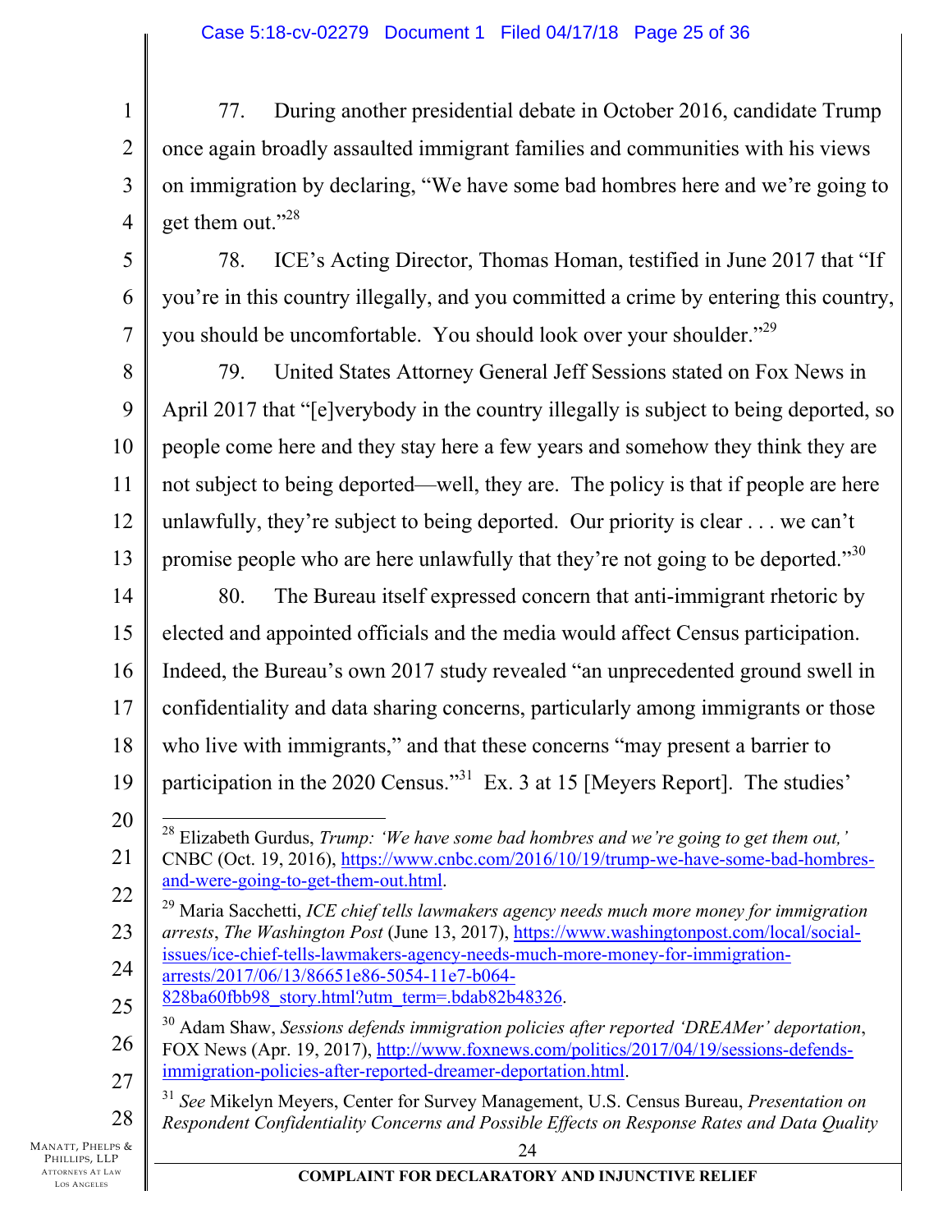77. During another presidential debate in October 2016, candidate Trump once again broadly assaulted immigrant families and communities with his views on immigration by declaring, "We have some bad hombres here and we're going to get them out."[28]

78. ICE's Acting Director, Thomas Homan, testified in June 2017 that "If you're in this country illegally, and you committed a crime by entering this country, you should be uncomfortable. You should look over your shoulder."[29]

79. United States Attorney General Jeff Sessions stated on Fox News in April 2017 that "[e]verybody in the country illegally is subject to being deported, so people come here and they stay here a few years and somehow they think they are not subject to being deported—well, they are. The policy is that if people are here unlawfully, they're subject to being deported. Our priority is clear . . . we can't promise people who are here unlawfully that they're not going to be deported."[30]

80. The Bureau itself expressed concern that anti-immigrant rhetoric by elected and appointed officials and the media would affect Census participation. Indeed, the Bureau's own 2017 study revealed "an unprecedented ground swell in confidentiality and data sharing concerns, particularly among immigrants or those who live with immigrants," and that these concerns "may present a barrier to participation in the 2020 Census."[31] Ex. 3 at 15 [Meyers Report]. The studies'

---

[28] Elizabeth Gurdus, *Trump: 'We have some bad hombres and we're going to get them out,'* CNBC (Oct. 19, 2016), https://www.cnbc.com/2016/10/19/trump-we-have-some-bad-hombres-and-were-going-to-get-them-out.html.

[29] Maria Sacchetti, *ICE chief tells lawmakers agency needs much more money for immigration arrests*, *The Washington Post* (June 13, 2017), https://www.washingtonpost.com/local/social-issues/ice-chief-tells-lawmakers-agency-needs-much-more-money-for-immigration-arrests/2017/06/13/86651e86-5054-11e7-b064-828ba60fbb98_story.html?utm_term=.bdab82b48326.

[30] Adam Shaw, *Sessions defends immigration policies after reported 'DREAMer' deportation*, FOX News (Apr. 19, 2017), http://www.foxnews.com/politics/2017/04/19/sessions-defends-immigration-policies-after-reported-dreamer-deportation.html.

[31] *See* Mikelyn Meyers, Center for Survey Management, U.S. Census Bureau, *Presentation on Respondent Confidentiality Concerns and Possible Effects on Response Rates and Data Quality*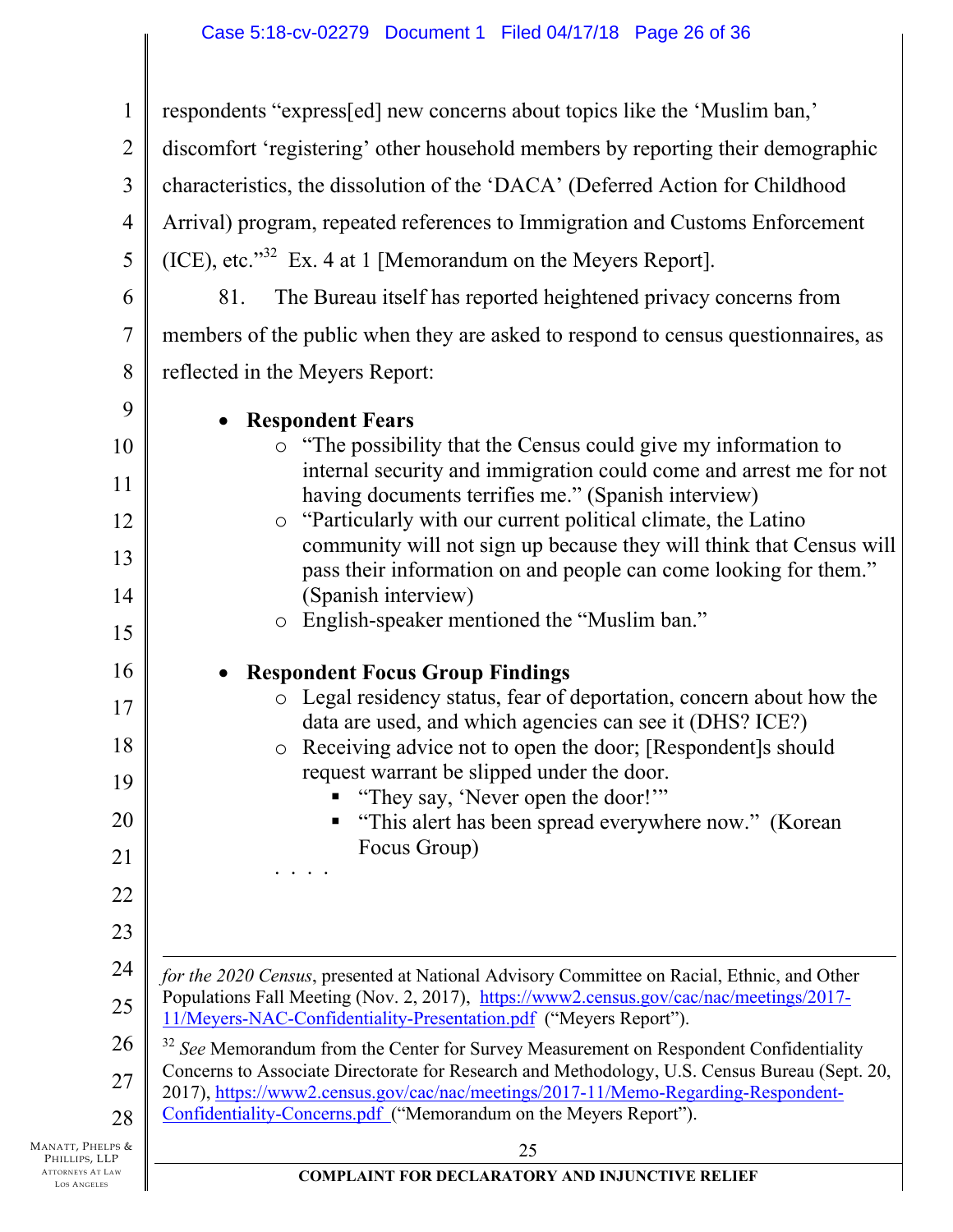respondents "express[ed] new concerns about topics like the 'Muslim ban,' discomfort 'registering' other household members by reporting their demographic characteristics, the dissolution of the 'DACA' (Deferred Action for Childhood Arrival) program, repeated references to Immigration and Customs Enforcement (ICE), etc."[32] Ex. 4 at 1 [Memorandum on the Meyers Report].

81. The Bureau itself has reported heightened privacy concerns from members of the public when they are asked to respond to census questionnaires, as reflected in the Meyers Report:

- **Respondent Fears**
  - "The possibility that the Census could give my information to internal security and immigration could come and arrest me for not having documents terrifies me." (Spanish interview)
  - "Particularly with our current political climate, the Latino community will not sign up because they will think that Census will pass their information on and people can come looking for them." (Spanish interview)
  - English-speaker mentioned the "Muslim ban."

- **Respondent Focus Group Findings**
  - Legal residency status, fear of deportation, concern about how the data are used, and which agencies can see it (DHS? ICE?)
  - Receiving advice not to open the door; [Respondent]s should request warrant be slipped under the door.
    - "They say, 'Never open the door!'"
    - "This alert has been spread everywhere now." (Korean Focus Group)

  . . . .

---

*for the 2020 Census*, presented at National Advisory Committee on Racial, Ethnic, and Other Populations Fall Meeting (Nov. 2, 2017), https://www2.census.gov/cac/nac/meetings/2017-11/Meyers-NAC-Confidentiality-Presentation.pdf ("Meyers Report").

[32] *See* Memorandum from the Center for Survey Measurement on Respondent Confidentiality Concerns to Associate Directorate for Research and Methodology, U.S. Census Bureau (Sept. 20, 2017), https://www2.census.gov/cac/nac/meetings/2017-11/Memo-Regarding-Respondent-Confidentiality-Concerns.pdf ("Memorandum on the Meyers Report").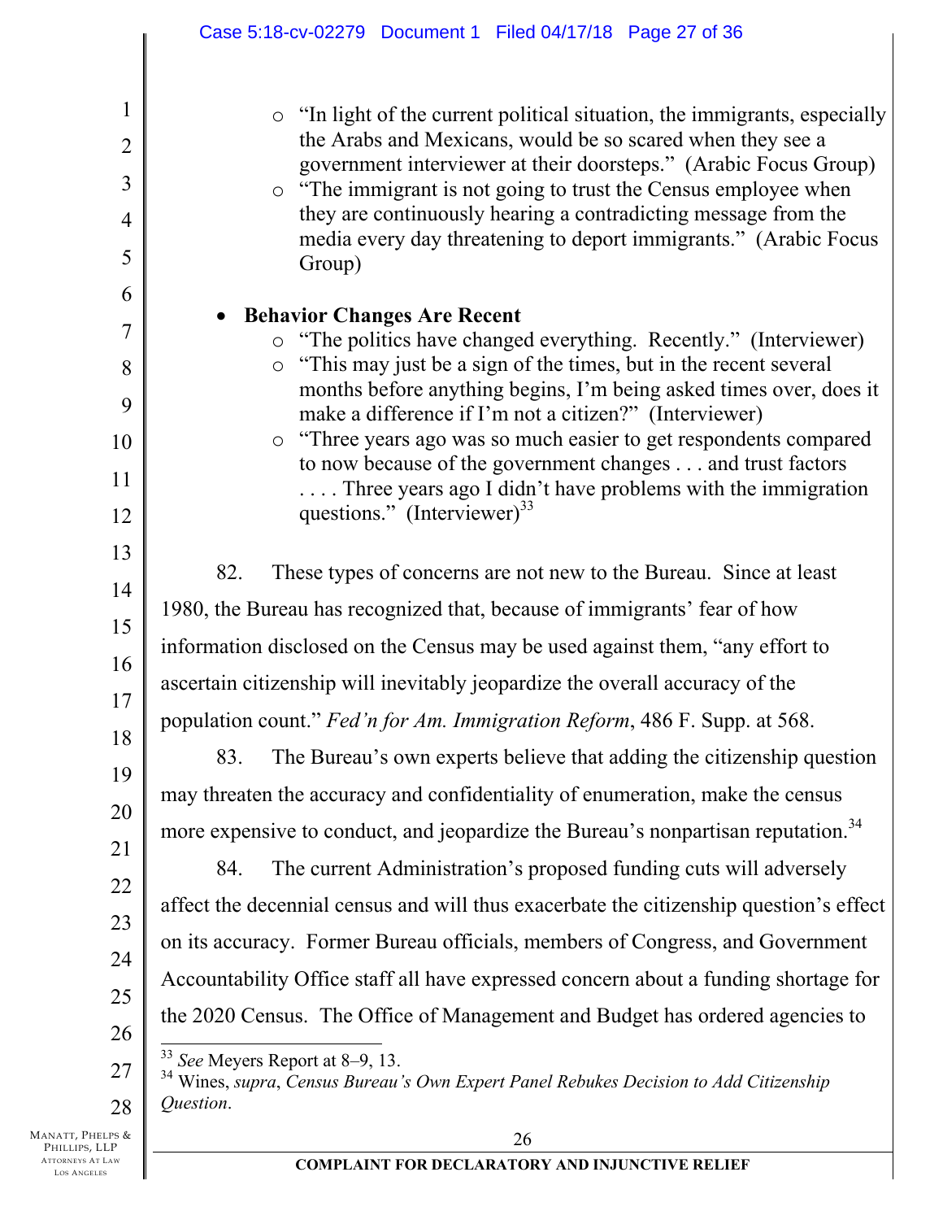- "In light of the current political situation, the immigrants, especially the Arabs and Mexicans, would be so scared when they see a government interviewer at their doorsteps." (Arabic Focus Group)
- "The immigrant is not going to trust the Census employee when they are continuously hearing a contradicting message from the media every day threatening to deport immigrants." (Arabic Focus Group)

- **Behavior Changes Are Recent**
  - "The politics have changed everything. Recently." (Interviewer)
  - "This may just be a sign of the times, but in the recent several months before anything begins, I'm being asked times over, does it make a difference if I'm not a citizen?" (Interviewer)
  - "Three years ago was so much easier to get respondents compared to now because of the government changes . . . and trust factors . . . . Three years ago I didn't have problems with the immigration questions." (Interviewer)[33]

82. These types of concerns are not new to the Bureau. Since at least 1980, the Bureau has recognized that, because of immigrants' fear of how information disclosed on the Census may be used against them, "any effort to ascertain citizenship will inevitably jeopardize the overall accuracy of the population count." *Fed'n for Am. Immigration Reform*, 486 F. Supp. at 568.

83. The Bureau's own experts believe that adding the citizenship question may threaten the accuracy and confidentiality of enumeration, make the census more expensive to conduct, and jeopardize the Bureau's nonpartisan reputation.[34]

84. The current Administration's proposed funding cuts will adversely affect the decennial census and will thus exacerbate the citizenship question's effect on its accuracy. Former Bureau officials, members of Congress, and Government Accountability Office staff all have expressed concern about a funding shortage for the 2020 Census. The Office of Management and Budget has ordered agencies to

---

[33] *See* Meyers Report at 8–9, 13.

[34] Wines, *supra*, *Census Bureau's Own Expert Panel Rebukes Decision to Add Citizenship Question*.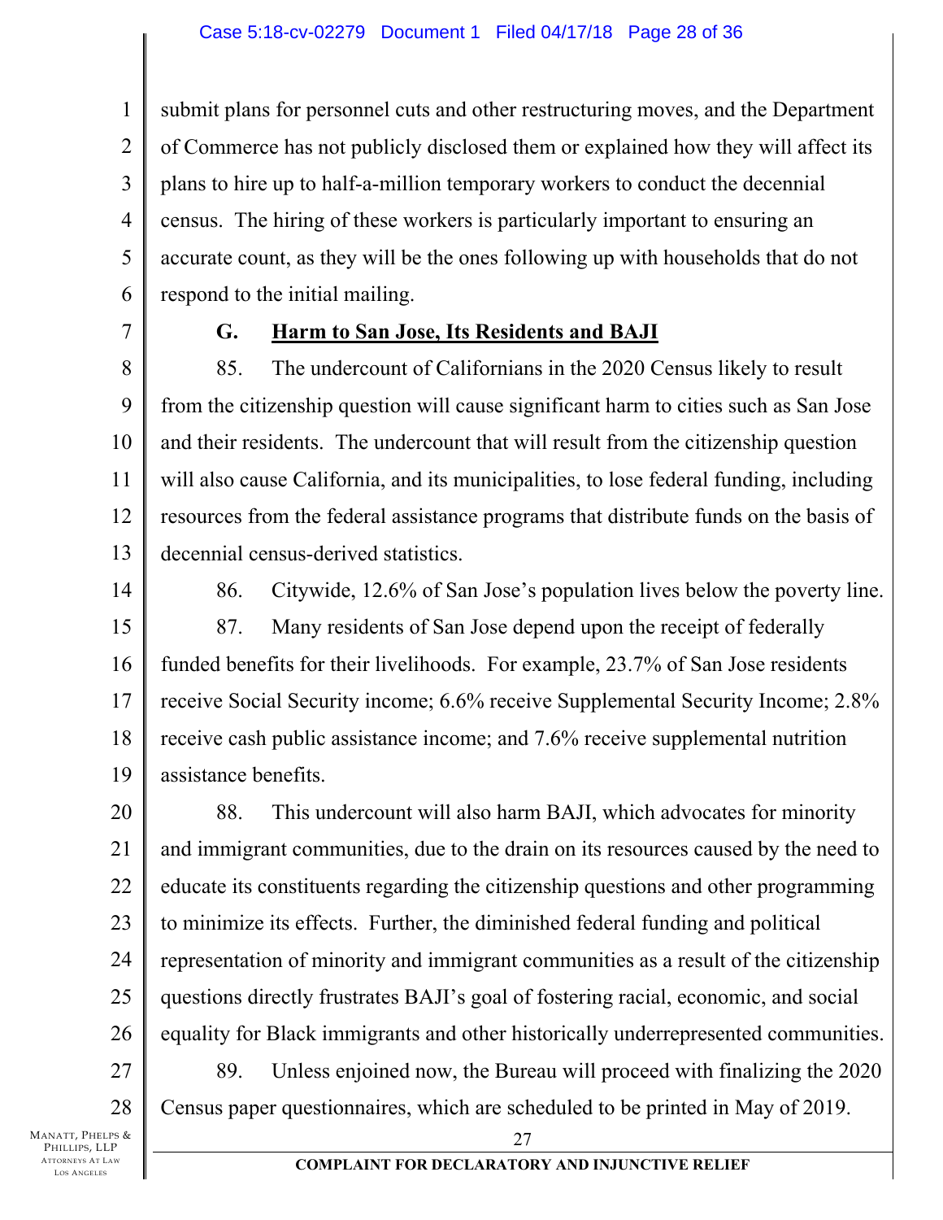submit plans for personnel cuts and other restructuring moves, and the Department of Commerce has not publicly disclosed them or explained how they will affect its plans to hire up to half-a-million temporary workers to conduct the decennial census. The hiring of these workers is particularly important to ensuring an accurate count, as they will be the ones following up with households that do not respond to the initial mailing.

### G. Harm to San Jose, Its Residents and BAJI

85. The undercount of Californians in the 2020 Census likely to result from the citizenship question will cause significant harm to cities such as San Jose and their residents. The undercount that will result from the citizenship question will also cause California, and its municipalities, to lose federal funding, including resources from the federal assistance programs that distribute funds on the basis of decennial census-derived statistics.

86. Citywide, 12.6% of San Jose's population lives below the poverty line.

87. Many residents of San Jose depend upon the receipt of federally funded benefits for their livelihoods. For example, 23.7% of San Jose residents receive Social Security income; 6.6% receive Supplemental Security Income; 2.8% receive cash public assistance income; and 7.6% receive supplemental nutrition assistance benefits.

88. This undercount will also harm BAJI, which advocates for minority and immigrant communities, due to the drain on its resources caused by the need to educate its constituents regarding the citizenship questions and other programming to minimize its effects. Further, the diminished federal funding and political representation of minority and immigrant communities as a result of the citizenship questions directly frustrates BAJI's goal of fostering racial, economic, and social equality for Black immigrants and other historically underrepresented communities.

89. Unless enjoined now, the Bureau will proceed with finalizing the 2020 Census paper questionnaires, which are scheduled to be printed in May of 2019.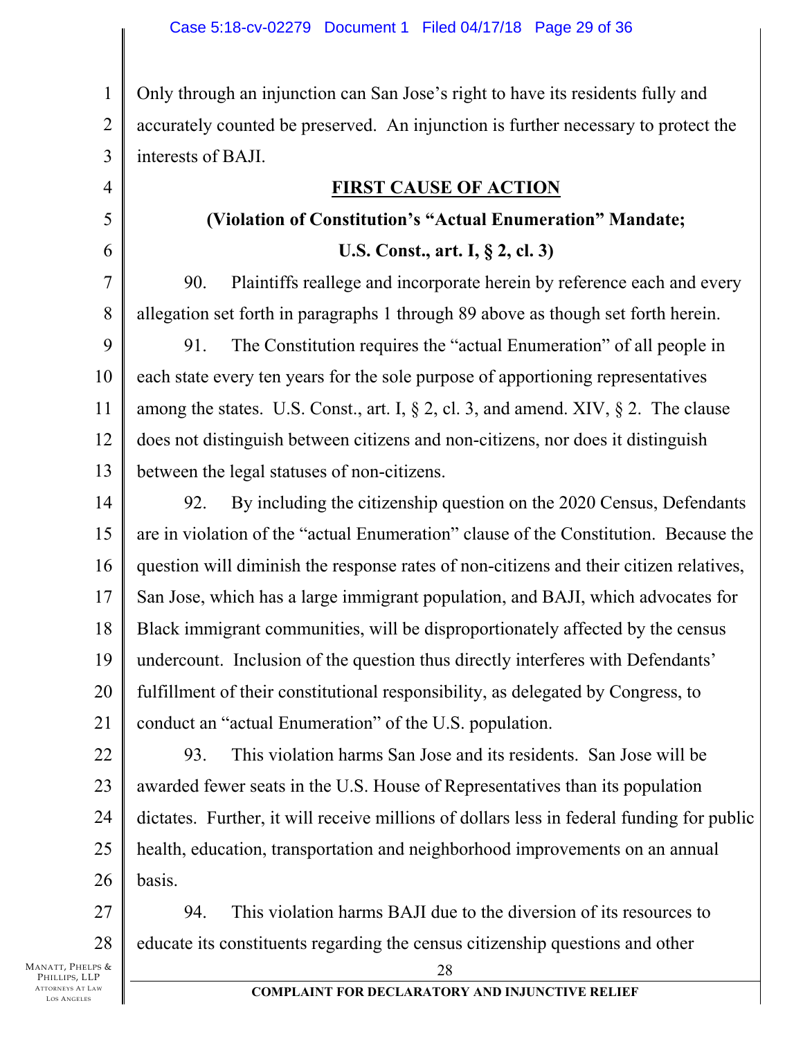Only through an injunction can San Jose's right to have its residents fully and accurately counted be preserved. An injunction is further necessary to protect the interests of BAJI.

## FIRST CAUSE OF ACTION

### (Violation of Constitution's "Actual Enumeration" Mandate; U.S. Const., art. I, § 2, cl. 3)

90. Plaintiffs reallege and incorporate herein by reference each and every allegation set forth in paragraphs 1 through 89 above as though set forth herein.

91. The Constitution requires the "actual Enumeration" of all people in each state every ten years for the sole purpose of apportioning representatives among the states. U.S. Const., art. I, § 2, cl. 3, and amend. XIV, § 2. The clause does not distinguish between citizens and non-citizens, nor does it distinguish between the legal statuses of non-citizens.

92. By including the citizenship question on the 2020 Census, Defendants are in violation of the "actual Enumeration" clause of the Constitution. Because the question will diminish the response rates of non-citizens and their citizen relatives, San Jose, which has a large immigrant population, and BAJI, which advocates for Black immigrant communities, will be disproportionately affected by the census undercount. Inclusion of the question thus directly interferes with Defendants' fulfillment of their constitutional responsibility, as delegated by Congress, to conduct an "actual Enumeration" of the U.S. population.

93. This violation harms San Jose and its residents. San Jose will be awarded fewer seats in the U.S. House of Representatives than its population dictates. Further, it will receive millions of dollars less in federal funding for public health, education, transportation and neighborhood improvements on an annual basis.

94. This violation harms BAJI due to the diversion of its resources to educate its constituents regarding the census citizenship questions and other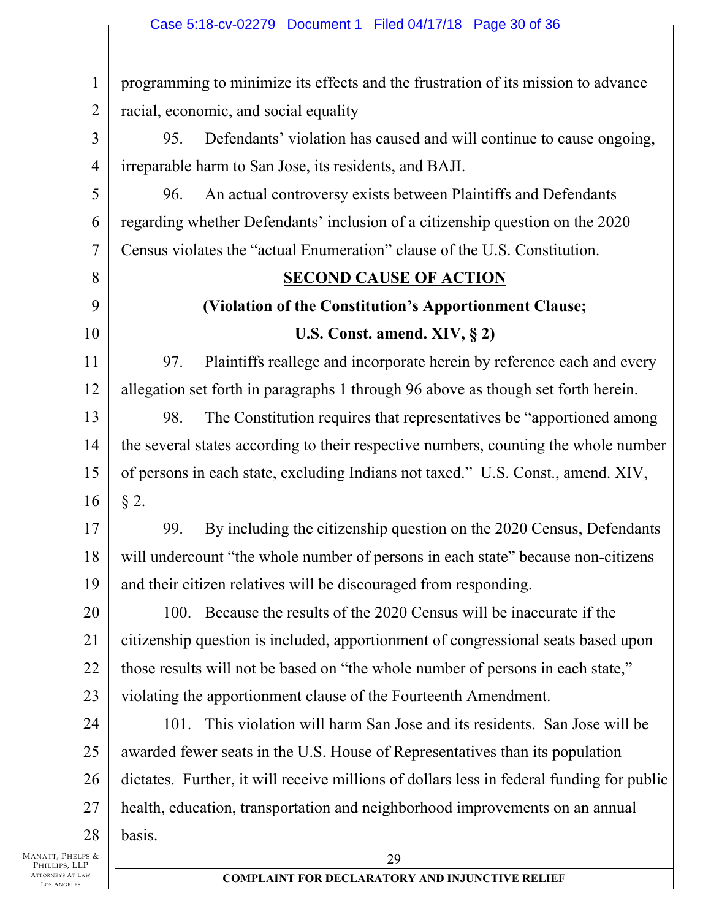programming to minimize its effects and the frustration of its mission to advance racial, economic, and social equality

95. Defendants' violation has caused and will continue to cause ongoing, irreparable harm to San Jose, its residents, and BAJI.

96. An actual controversy exists between Plaintiffs and Defendants regarding whether Defendants' inclusion of a citizenship question on the 2020 Census violates the "actual Enumeration" clause of the U.S. Constitution.

## SECOND CAUSE OF ACTION

### (Violation of the Constitution's Apportionment Clause; U.S. Const. amend. XIV, § 2)

97. Plaintiffs reallege and incorporate herein by reference each and every allegation set forth in paragraphs 1 through 96 above as though set forth herein.

98. The Constitution requires that representatives be "apportioned among the several states according to their respective numbers, counting the whole number of persons in each state, excluding Indians not taxed." U.S. Const., amend. XIV, § 2.

99. By including the citizenship question on the 2020 Census, Defendants will undercount "the whole number of persons in each state" because non-citizens and their citizen relatives will be discouraged from responding.

100. Because the results of the 2020 Census will be inaccurate if the citizenship question is included, apportionment of congressional seats based upon those results will not be based on "the whole number of persons in each state," violating the apportionment clause of the Fourteenth Amendment.

101. This violation will harm San Jose and its residents. San Jose will be awarded fewer seats in the U.S. House of Representatives than its population dictates. Further, it will receive millions of dollars less in federal funding for public health, education, transportation and neighborhood improvements on an annual basis.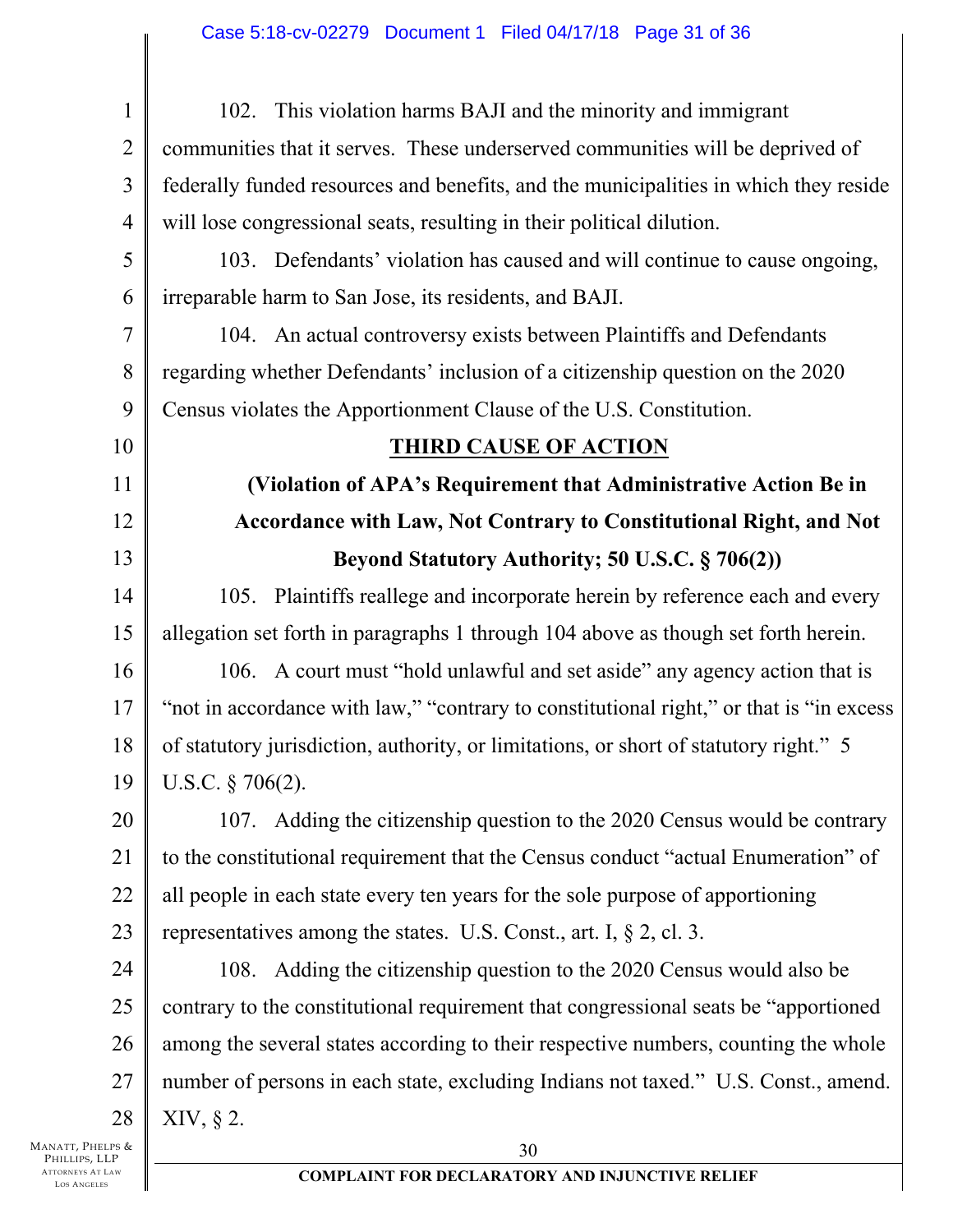102. This violation harms BAJI and the minority and immigrant communities that it serves. These underserved communities will be deprived of federally funded resources and benefits, and the municipalities in which they reside will lose congressional seats, resulting in their political dilution.

103. Defendants' violation has caused and will continue to cause ongoing, irreparable harm to San Jose, its residents, and BAJI.

104. An actual controversy exists between Plaintiffs and Defendants regarding whether Defendants' inclusion of a citizenship question on the 2020 Census violates the Apportionment Clause of the U.S. Constitution.

**THIRD CAUSE OF ACTION**

**(Violation of APA's Requirement that Administrative Action Be in Accordance with Law, Not Contrary to Constitutional Right, and Not Beyond Statutory Authority; 50 U.S.C. § 706(2))**

105. Plaintiffs reallege and incorporate herein by reference each and every allegation set forth in paragraphs 1 through 104 above as though set forth herein.

106. A court must "hold unlawful and set aside" any agency action that is "not in accordance with law," "contrary to constitutional right," or that is "in excess of statutory jurisdiction, authority, or limitations, or short of statutory right." 5 U.S.C. § 706(2).

107. Adding the citizenship question to the 2020 Census would be contrary to the constitutional requirement that the Census conduct "actual Enumeration" of all people in each state every ten years for the sole purpose of apportioning representatives among the states. U.S. Const., art. I, § 2, cl. 3.

108. Adding the citizenship question to the 2020 Census would also be contrary to the constitutional requirement that congressional seats be "apportioned among the several states according to their respective numbers, counting the whole number of persons in each state, excluding Indians not taxed." U.S. Const., amend. XIV, § 2.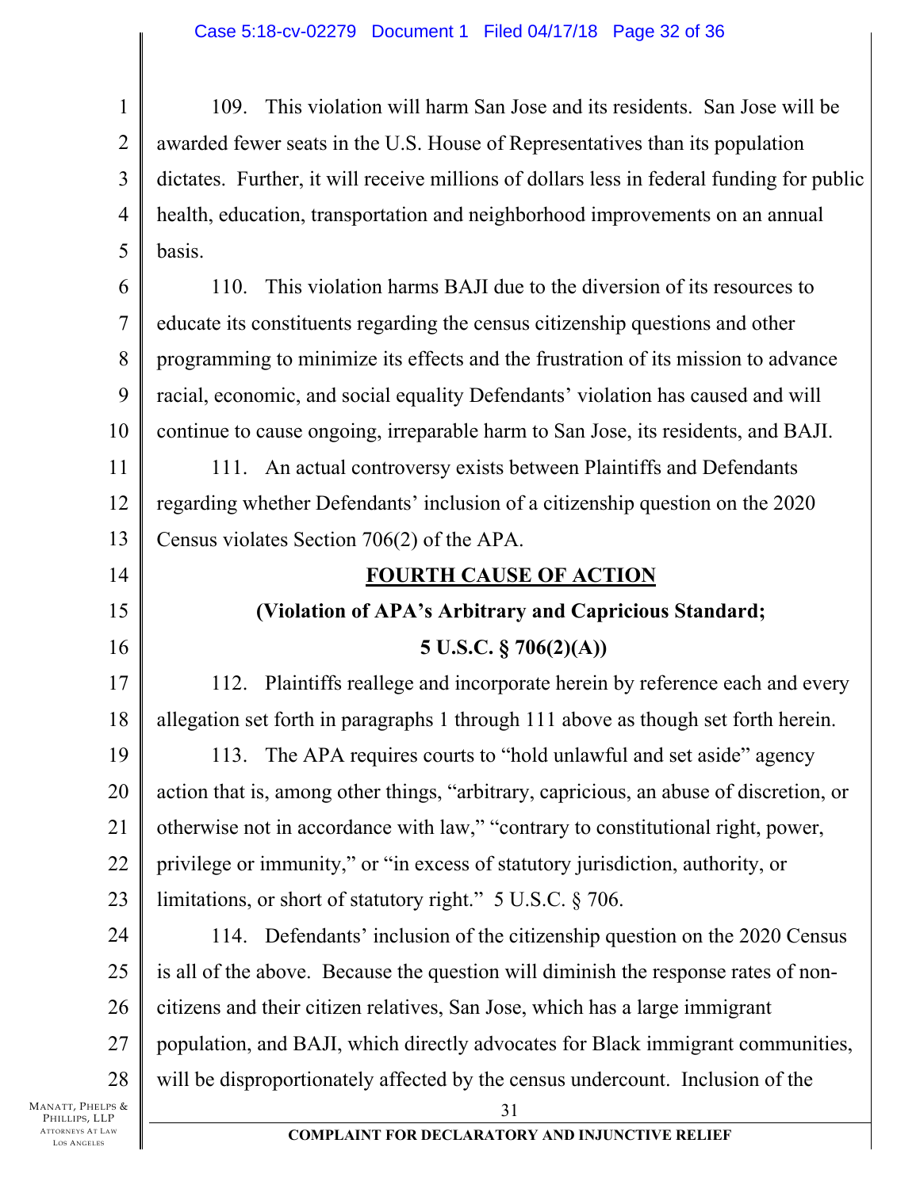109. This violation will harm San Jose and its residents. San Jose will be awarded fewer seats in the U.S. House of Representatives than its population dictates. Further, it will receive millions of dollars less in federal funding for public health, education, transportation and neighborhood improvements on an annual basis.

110. This violation harms BAJI due to the diversion of its resources to educate its constituents regarding the census citizenship questions and other programming to minimize its effects and the frustration of its mission to advance racial, economic, and social equality Defendants' violation has caused and will continue to cause ongoing, irreparable harm to San Jose, its residents, and BAJI.

111. An actual controversy exists between Plaintiffs and Defendants regarding whether Defendants' inclusion of a citizenship question on the 2020 Census violates Section 706(2) of the APA.

## FOURTH CAUSE OF ACTION

**(Violation of APA's Arbitrary and Capricious Standard; 5 U.S.C. § 706(2)(A))**

112. Plaintiffs reallege and incorporate herein by reference each and every allegation set forth in paragraphs 1 through 111 above as though set forth herein.

113. The APA requires courts to "hold unlawful and set aside" agency action that is, among other things, "arbitrary, capricious, an abuse of discretion, or otherwise not in accordance with law," "contrary to constitutional right, power, privilege or immunity," or "in excess of statutory jurisdiction, authority, or limitations, or short of statutory right." 5 U.S.C. § 706.

114. Defendants' inclusion of the citizenship question on the 2020 Census is all of the above. Because the question will diminish the response rates of non-citizens and their citizen relatives, San Jose, which has a large immigrant population, and BAJI, which directly advocates for Black immigrant communities, will be disproportionately affected by the census undercount. Inclusion of the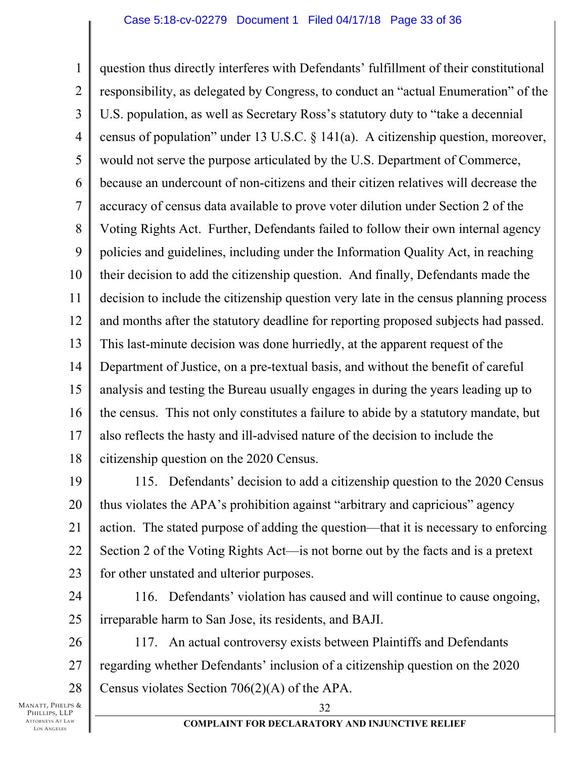question thus directly interferes with Defendants' fulfillment of their constitutional responsibility, as delegated by Congress, to conduct an "actual Enumeration" of the U.S. population, as well as Secretary Ross's statutory duty to "take a decennial census of population" under 13 U.S.C. § 141(a). A citizenship question, moreover, would not serve the purpose articulated by the U.S. Department of Commerce, because an undercount of non-citizens and their citizen relatives will decrease the accuracy of census data available to prove voter dilution under Section 2 of the Voting Rights Act. Further, Defendants failed to follow their own internal agency policies and guidelines, including under the Information Quality Act, in reaching their decision to add the citizenship question. And finally, Defendants made the decision to include the citizenship question very late in the census planning process and months after the statutory deadline for reporting proposed subjects had passed. This last-minute decision was done hurriedly, at the apparent request of the Department of Justice, on a pre-textual basis, and without the benefit of careful analysis and testing the Bureau usually engages in during the years leading up to the census. This not only constitutes a failure to abide by a statutory mandate, but also reflects the hasty and ill-advised nature of the decision to include the citizenship question on the 2020 Census.

115. Defendants' decision to add a citizenship question to the 2020 Census thus violates the APA's prohibition against "arbitrary and capricious" agency action. The stated purpose of adding the question—that it is necessary to enforcing Section 2 of the Voting Rights Act—is not borne out by the facts and is a pretext for other unstated and ulterior purposes.

116. Defendants' violation has caused and will continue to cause ongoing, irreparable harm to San Jose, its residents, and BAJI.

117. An actual controversy exists between Plaintiffs and Defendants regarding whether Defendants' inclusion of a citizenship question on the 2020 Census violates Section 706(2)(A) of the APA.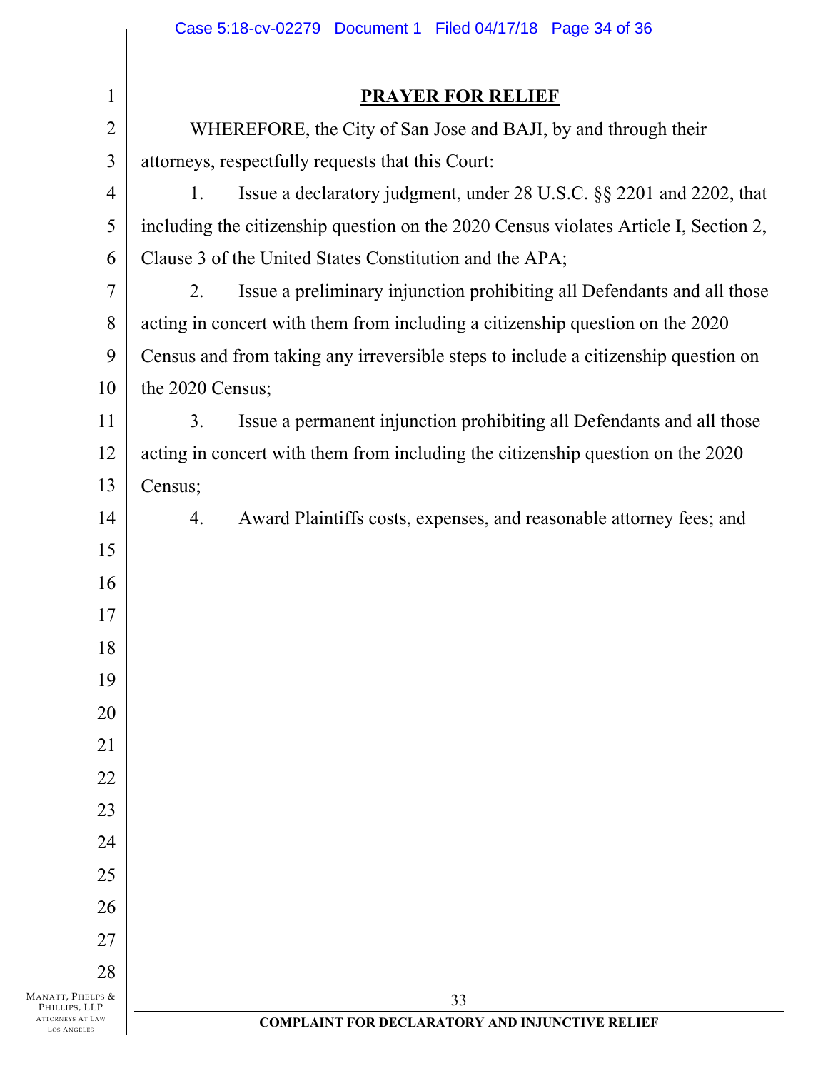## PRAYER FOR RELIEF

WHEREFORE, the City of San Jose and BAJI, by and through their attorneys, respectfully requests that this Court:

1. Issue a declaratory judgment, under 28 U.S.C. §§ 2201 and 2202, that including the citizenship question on the 2020 Census violates Article I, Section 2, Clause 3 of the United States Constitution and the APA;

2. Issue a preliminary injunction prohibiting all Defendants and all those acting in concert with them from including a citizenship question on the 2020 Census and from taking any irreversible steps to include a citizenship question on the 2020 Census;

3. Issue a permanent injunction prohibiting all Defendants and all those acting in concert with them from including the citizenship question on the 2020 Census;

4. Award Plaintiffs costs, expenses, and reasonable attorney fees; and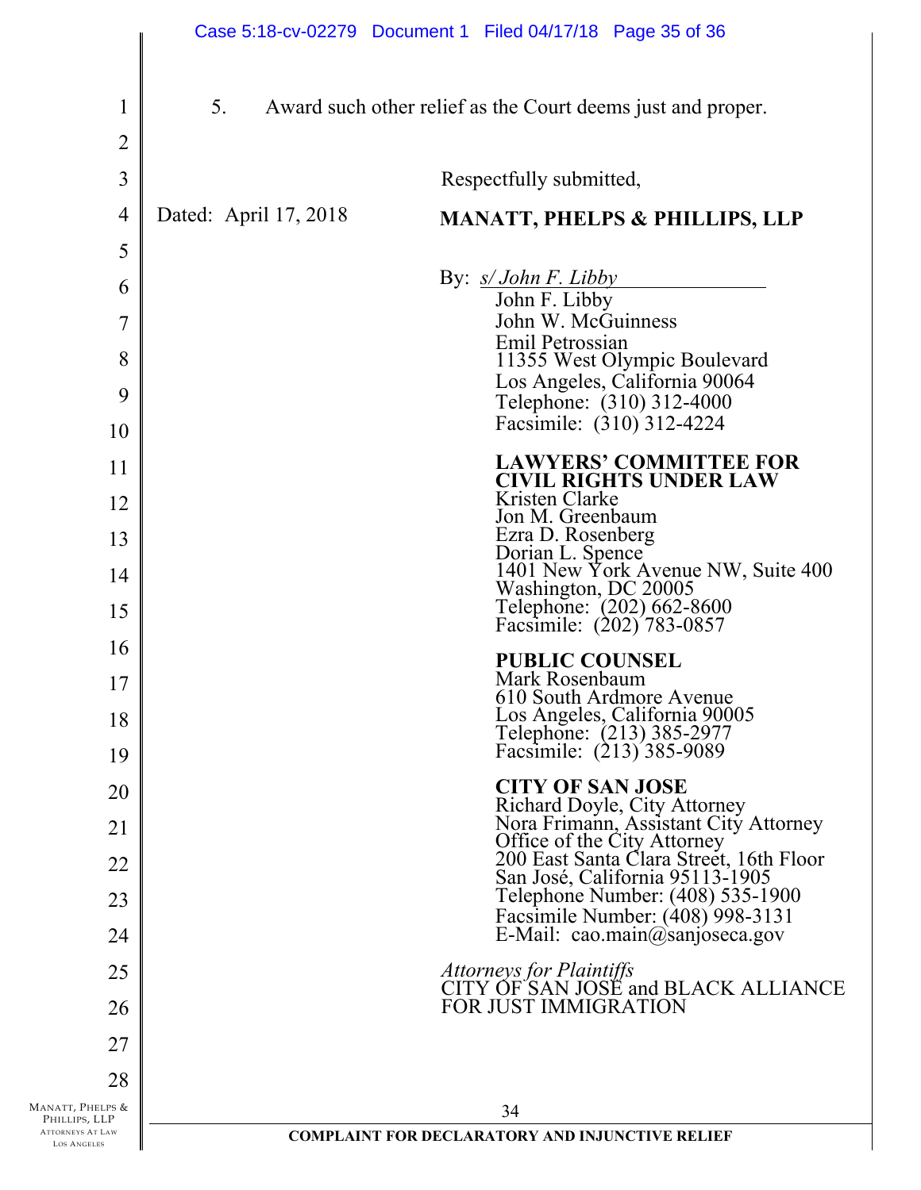5. Award such other relief as the Court deems just and proper.

Respectfully submitted,

Dated: April 17, 2018

**MANATT, PHELPS & PHILLIPS, LLP**

By: *s/ John F. Libby*
John F. Libby
John W. McGuinness
Emil Petrossian
11355 West Olympic Boulevard
Los Angeles, California 90064
Telephone: (310) 312-4000
Facsimile: (310) 312-4224

**LAWYERS' COMMITTEE FOR CIVIL RIGHTS UNDER LAW**
Kristen Clarke
Jon M. Greenbaum
Ezra D. Rosenberg
Dorian L. Spence
1401 New York Avenue NW, Suite 400
Washington, DC 20005
Telephone: (202) 662-8600
Facsimile: (202) 783-0857

**PUBLIC COUNSEL**
Mark Rosenbaum
610 South Ardmore Avenue
Los Angeles, California 90005
Telephone: (213) 385-2977
Facsimile: (213) 385-9089

**CITY OF SAN JOSE**
Richard Doyle, City Attorney
Nora Frimann, Assistant City Attorney
Office of the City Attorney
200 East Santa Clara Street, 16th Floor
San José, California 95113-1905
Telephone Number: (408) 535-1900
Facsimile Number: (408) 998-3131
E-Mail: cao.main@sanjoseca.gov

*Attorneys for Plaintiffs*
CITY OF SAN JOSE and BLACK ALLIANCE FOR JUST IMMIGRATION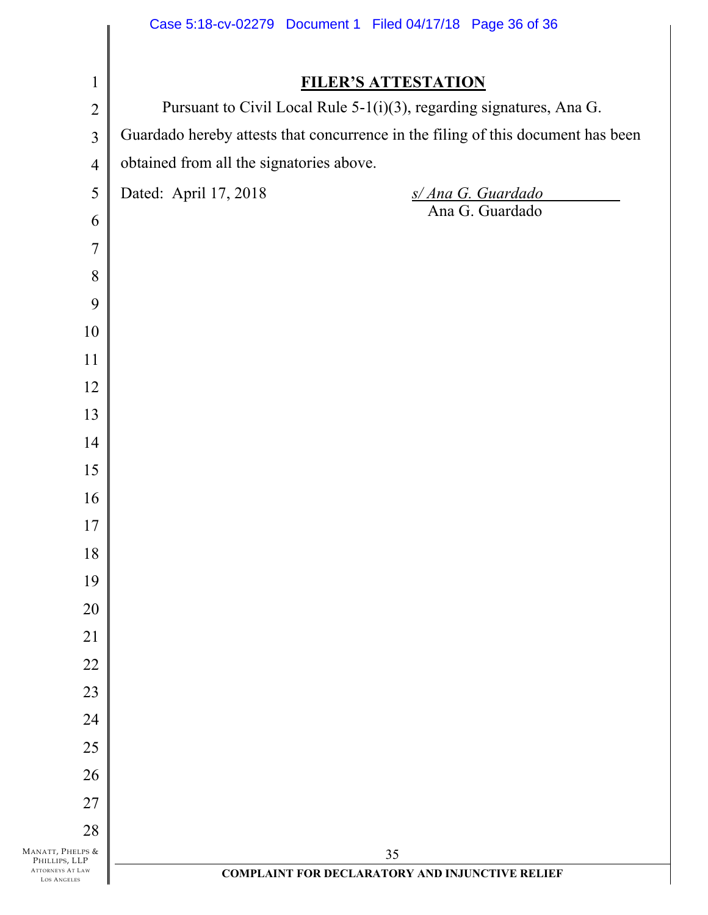## FILER'S ATTESTATION

Pursuant to Civil Local Rule 5-1(i)(3), regarding signatures, Ana G. Guardado hereby attests that concurrence in the filing of this document has been obtained from all the signatories above.

Dated: April 17, 2018

*s/ Ana G. Guardado*
Ana G. Guardado